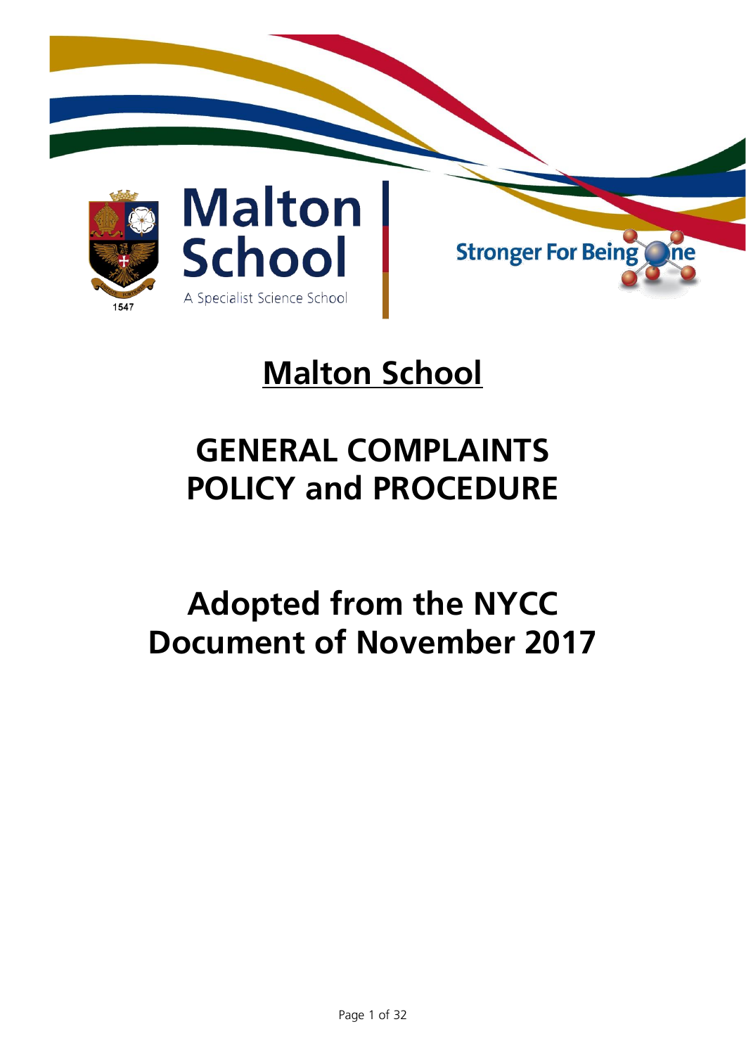Malton School

A Specialist Science School

Stronger For Being One

# Malton School

# GENERAL COMPLAINTS POLICY and PROCEDURE

# Adopted from the NYCC Document of November 2017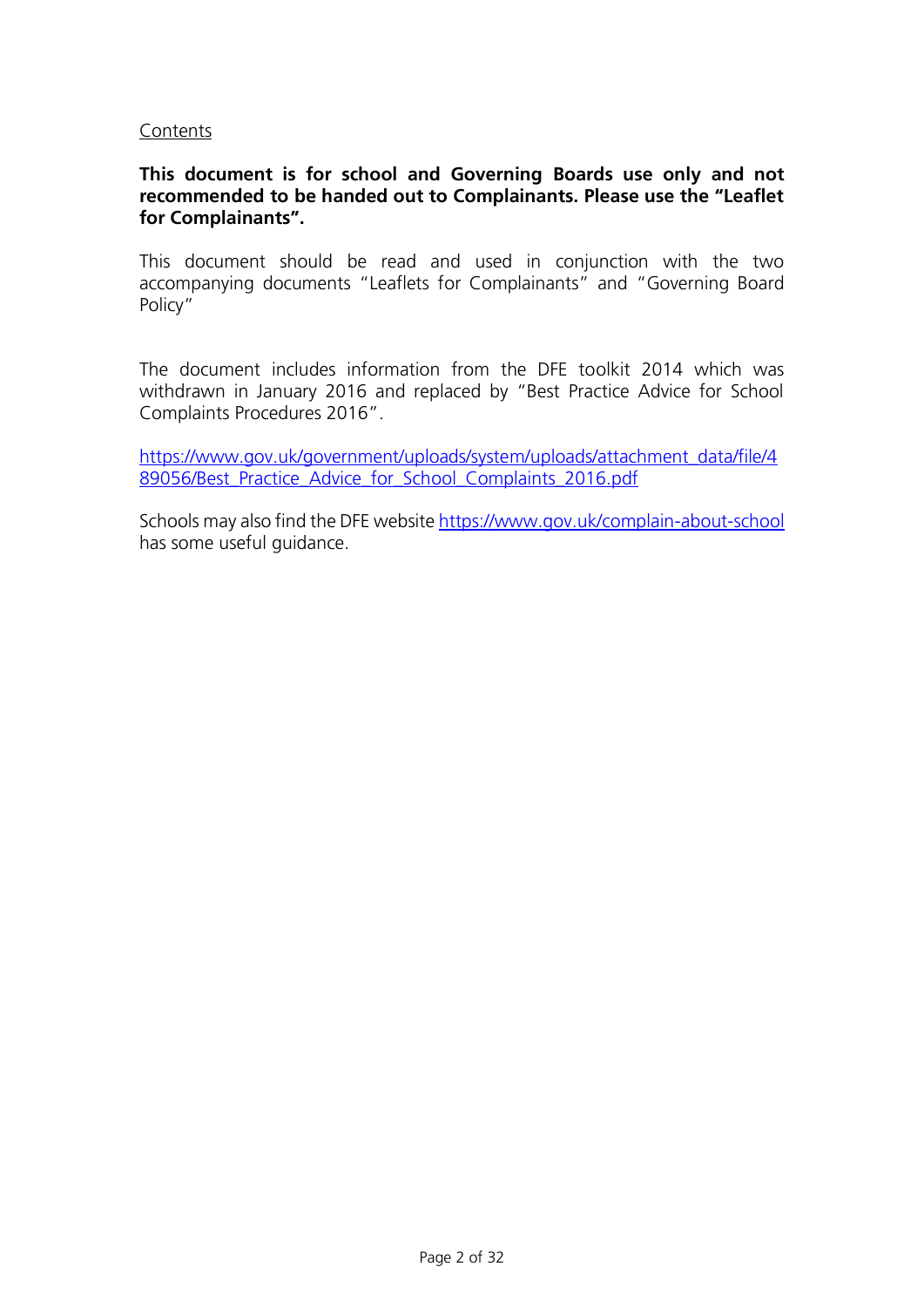Contents

**This document is for school and Governing Boards use only and not recommended to be handed out to Complainants. Please use the "Leaflet for Complainants".**

This document should be read and used in conjunction with the two accompanying documents "Leaflets for Complainants" and "Governing Board Policy"

The document includes information from the DFE toolkit 2014 which was withdrawn in January 2016 and replaced by "Best Practice Advice for School Complaints Procedures 2016".

[https://www.gov.uk/government/uploads/system/uploads/attachment_data/file/489056/Best_Practice_Advice_for_School_Complaints_2016.pdf](https://www.gov.uk/government/uploads/system/uploads/attachment_data/file/489056/Best_Practice_Advice_for_School_Complaints_2016.pdf)

Schools may also find the DFE website [https://www.gov.uk/complain-about-school](https://www.gov.uk/complain-about-school) has some useful guidance.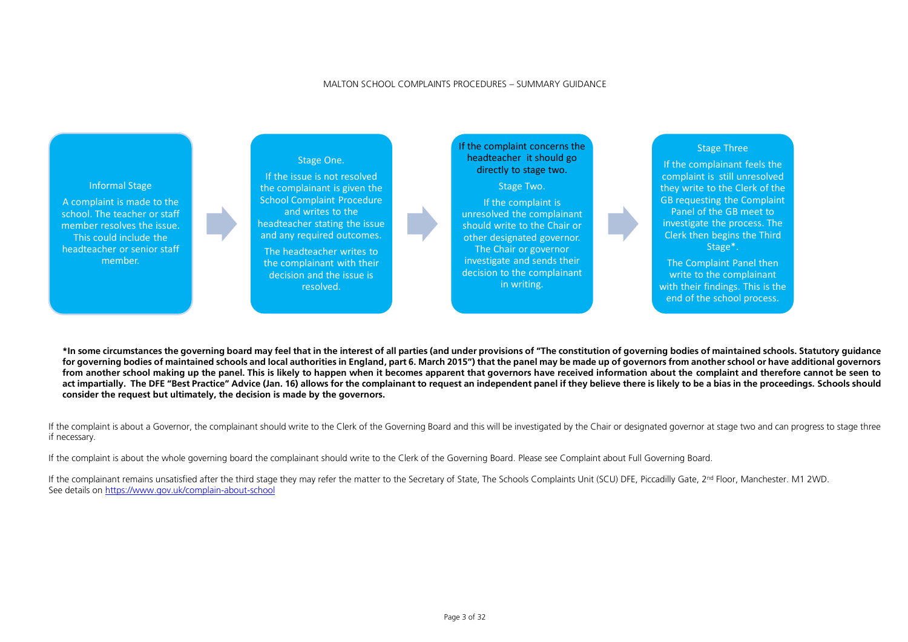# MALTON SCHOOL COMPLAINTS PROCEDURES – SUMMARY GUIDANCE

**Informal Stage**

A complaint is made to the school. The teacher or staff member resolves the issue. This could include the headteacher or senior staff member.

**Stage One.**

If the issue is not resolved the complainant is given the School Complaint Procedure and writes to the headteacher stating the issue and any required outcomes.

The headteacher writes to the complainant with their decision and the issue is resolved.

If the complaint concerns the headteacher it should go directly to stage two.

**Stage Two.**

If the complaint is unresolved the complainant should write to the Chair or other designated governor. The Chair or governor investigate and sends their decision to the complainant in writing.

**Stage Three**

If the complainant feels the complaint is still unresolved they write to the Clerk of the GB requesting the Complaint Panel of the GB meet to investigate the process. The Clerk then begins the Third Stage*.

The Complaint Panel then write to the complainant with their findings. This is the end of the school process.

**\*In some circumstances the governing board may feel that in the interest of all parties (and under provisions of "The constitution of governing bodies of maintained schools. Statutory guidance for governing bodies of maintained schools and local authorities in England, part 6. March 2015") that the panel may be made up of governors from another school or have additional governors from another school making up the panel. This is likely to happen when it becomes apparent that governors have received information about the complaint and therefore cannot be seen to act impartially. The DFE "Best Practice" Advice (Jan. 16) allows for the complainant to request an independent panel if they believe there is likely to be a bias in the proceedings. Schools should consider the request but ultimately, the decision is made by the governors.**

If the complaint is about a Governor, the complainant should write to the Clerk of the Governing Board and this will be investigated by the Chair or designated governor at stage two and can progress to stage three if necessary.

If the complaint is about the whole governing board the complainant should write to the Clerk of the Governing Board. Please see Complaint about Full Governing Board.

If the complainant remains unsatisfied after the third stage they may refer the matter to the Secretary of State, The Schools Complaints Unit (SCU) DFE, Piccadilly Gate, 2nd Floor, Manchester. M1 2WD.
See details on https://www.gov.uk/complain-about-school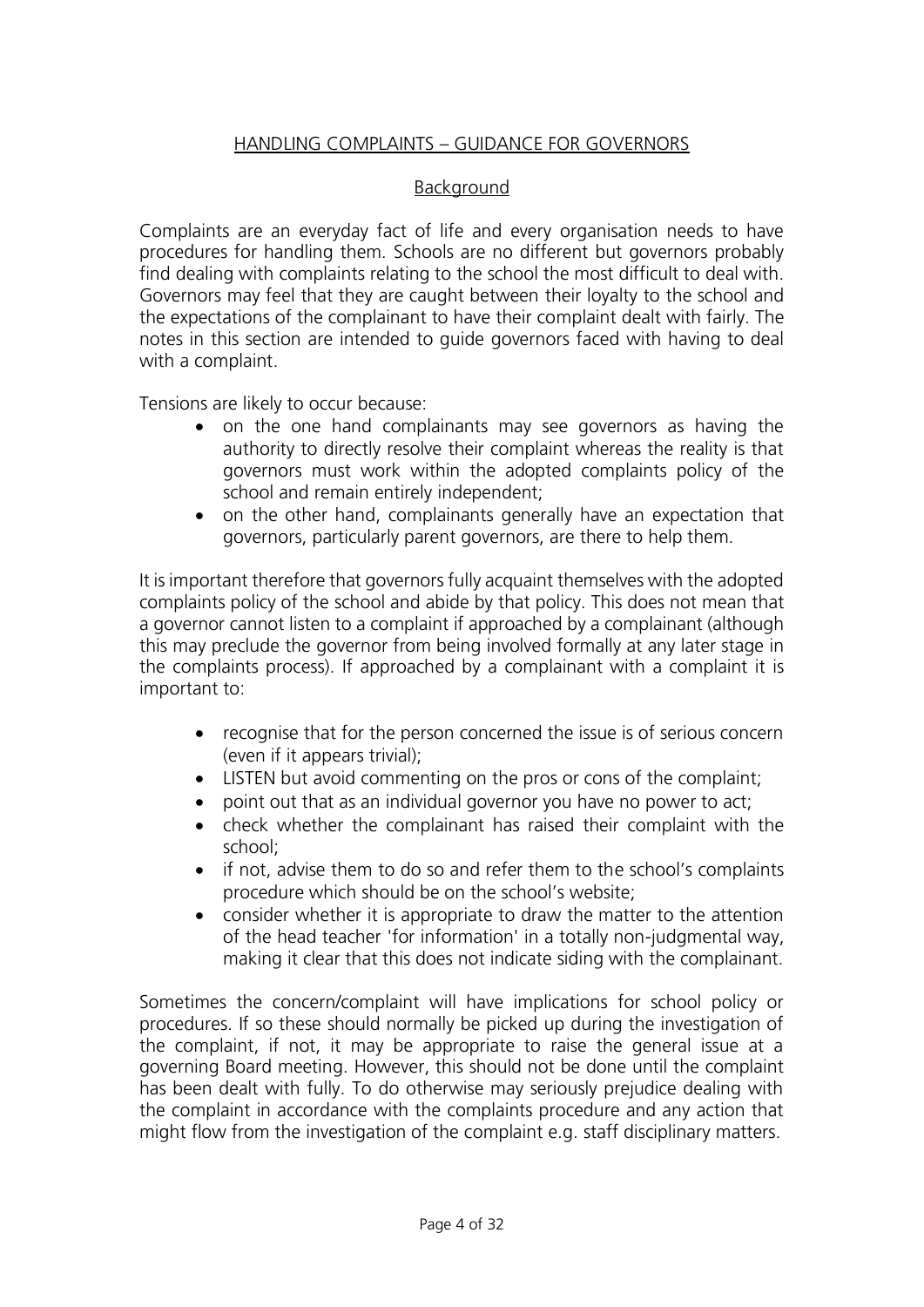## HANDLING COMPLAINTS – GUIDANCE FOR GOVERNORS

### Background

Complaints are an everyday fact of life and every organisation needs to have procedures for handling them. Schools are no different but governors probably find dealing with complaints relating to the school the most difficult to deal with. Governors may feel that they are caught between their loyalty to the school and the expectations of the complainant to have their complaint dealt with fairly. The notes in this section are intended to guide governors faced with having to deal with a complaint.

Tensions are likely to occur because:

- on the one hand complainants may see governors as having the authority to directly resolve their complaint whereas the reality is that governors must work within the adopted complaints policy of the school and remain entirely independent;
- on the other hand, complainants generally have an expectation that governors, particularly parent governors, are there to help them.

It is important therefore that governors fully acquaint themselves with the adopted complaints policy of the school and abide by that policy. This does not mean that a governor cannot listen to a complaint if approached by a complainant (although this may preclude the governor from being involved formally at any later stage in the complaints process). If approached by a complainant with a complaint it is important to:

- recognise that for the person concerned the issue is of serious concern (even if it appears trivial);
- LISTEN but avoid commenting on the pros or cons of the complaint;
- point out that as an individual governor you have no power to act;
- check whether the complainant has raised their complaint with the school;
- if not, advise them to do so and refer them to the school's complaints procedure which should be on the school's website;
- consider whether it is appropriate to draw the matter to the attention of the head teacher 'for information' in a totally non-judgmental way, making it clear that this does not indicate siding with the complainant.

Sometimes the concern/complaint will have implications for school policy or procedures. If so these should normally be picked up during the investigation of the complaint, if not, it may be appropriate to raise the general issue at a governing Board meeting. However, this should not be done until the complaint has been dealt with fully. To do otherwise may seriously prejudice dealing with the complaint in accordance with the complaints procedure and any action that might flow from the investigation of the complaint e.g. staff disciplinary matters.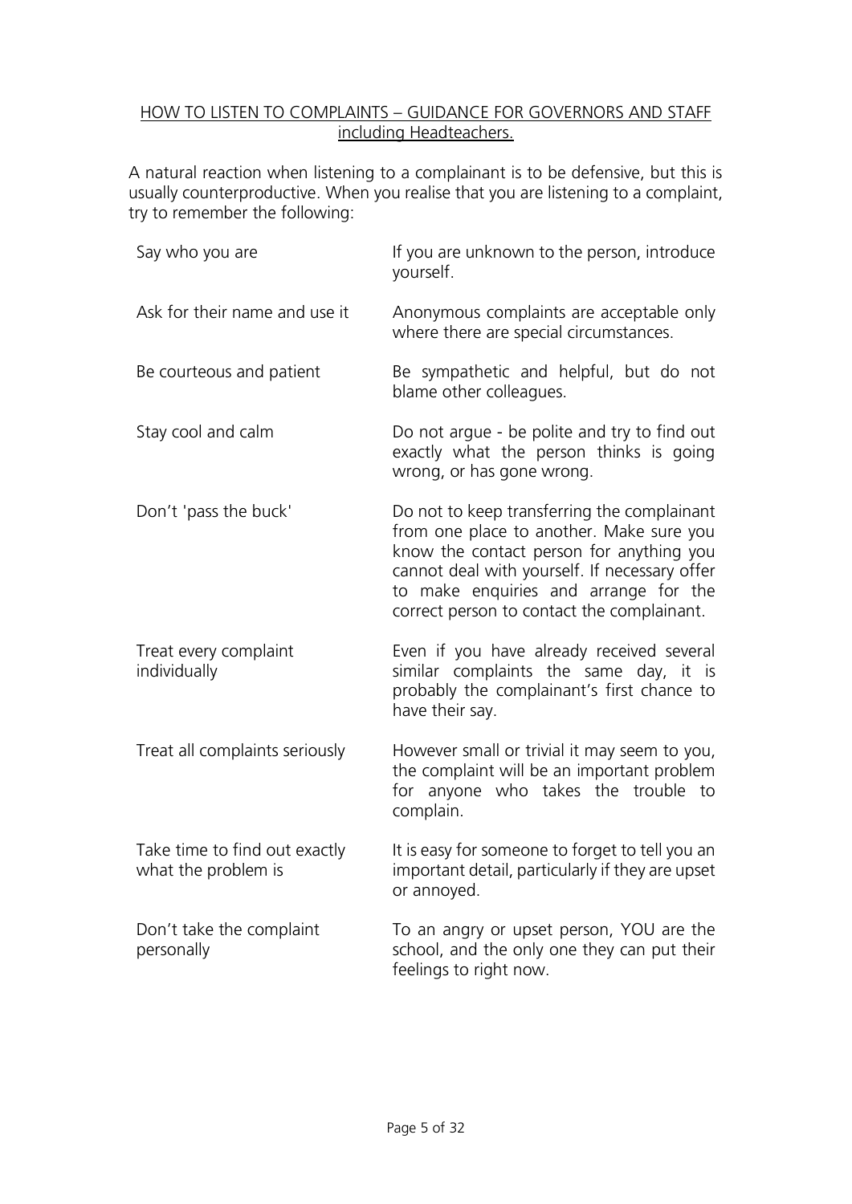## HOW TO LISTEN TO COMPLAINTS – GUIDANCE FOR GOVERNORS AND STAFF including Headteachers.

A natural reaction when listening to a complainant is to be defensive, but this is usually counterproductive. When you realise that you are listening to a complaint, try to remember the following:

| | |
|---|---|
| Say who you are | If you are unknown to the person, introduce yourself. |
| Ask for their name and use it | Anonymous complaints are acceptable only where there are special circumstances. |
| Be courteous and patient | Be sympathetic and helpful, but do not blame other colleagues. |
| Stay cool and calm | Do not argue - be polite and try to find out exactly what the person thinks is going wrong, or has gone wrong. |
| Don't 'pass the buck' | Do not to keep transferring the complainant from one place to another. Make sure you know the contact person for anything you cannot deal with yourself. If necessary offer to make enquiries and arrange for the correct person to contact the complainant. |
| Treat every complaint individually | Even if you have already received several similar complaints the same day, it is probably the complainant's first chance to have their say. |
| Treat all complaints seriously | However small or trivial it may seem to you, the complaint will be an important problem for anyone who takes the trouble to complain. |
| Take time to find out exactly what the problem is | It is easy for someone to forget to tell you an important detail, particularly if they are upset or annoyed. |
| Don't take the complaint personally | To an angry or upset person, YOU are the school, and the only one they can put their feelings to right now. |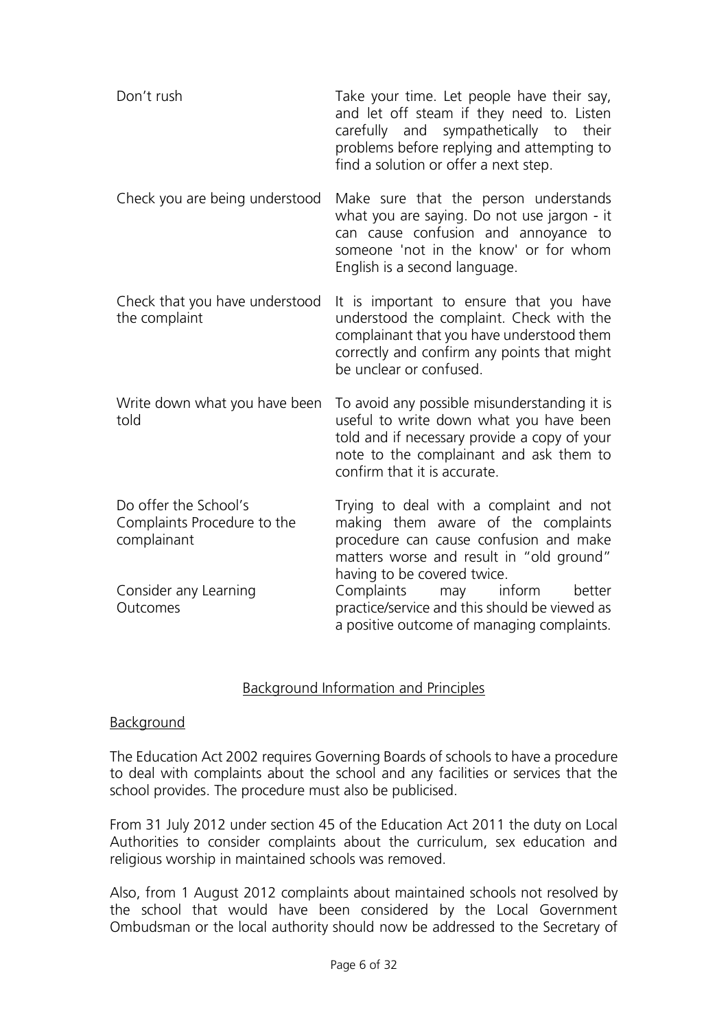| | |
|---|---|
| Don't rush | Take your time. Let people have their say, and let off steam if they need to. Listen carefully and sympathetically to their problems before replying and attempting to find a solution or offer a next step. |
| Check you are being understood | Make sure that the person understands what you are saying. Do not use jargon - it can cause confusion and annoyance to someone 'not in the know' or for whom English is a second language. |
| Check that you have understood the complaint | It is important to ensure that you have understood the complaint. Check with the complainant that you have understood them correctly and confirm any points that might be unclear or confused. |
| Write down what you have been told | To avoid any possible misunderstanding it is useful to write down what you have been told and if necessary provide a copy of your note to the complainant and ask them to confirm that it is accurate. |
| Do offer the School's Complaints Procedure to the complainant | Trying to deal with a complaint and not making them aware of the complaints procedure can cause confusion and make matters worse and result in "old ground" having to be covered twice. |
| Consider any Learning Outcomes | Complaints may inform better practice/service and this should be viewed as a positive outcome of managing complaints. |

## Background Information and Principles

### Background

The Education Act 2002 requires Governing Boards of schools to have a procedure to deal with complaints about the school and any facilities or services that the school provides. The procedure must also be publicised.

From 31 July 2012 under section 45 of the Education Act 2011 the duty on Local Authorities to consider complaints about the curriculum, sex education and religious worship in maintained schools was removed.

Also, from 1 August 2012 complaints about maintained schools not resolved by the school that would have been considered by the Local Government Ombudsman or the local authority should now be addressed to the Secretary of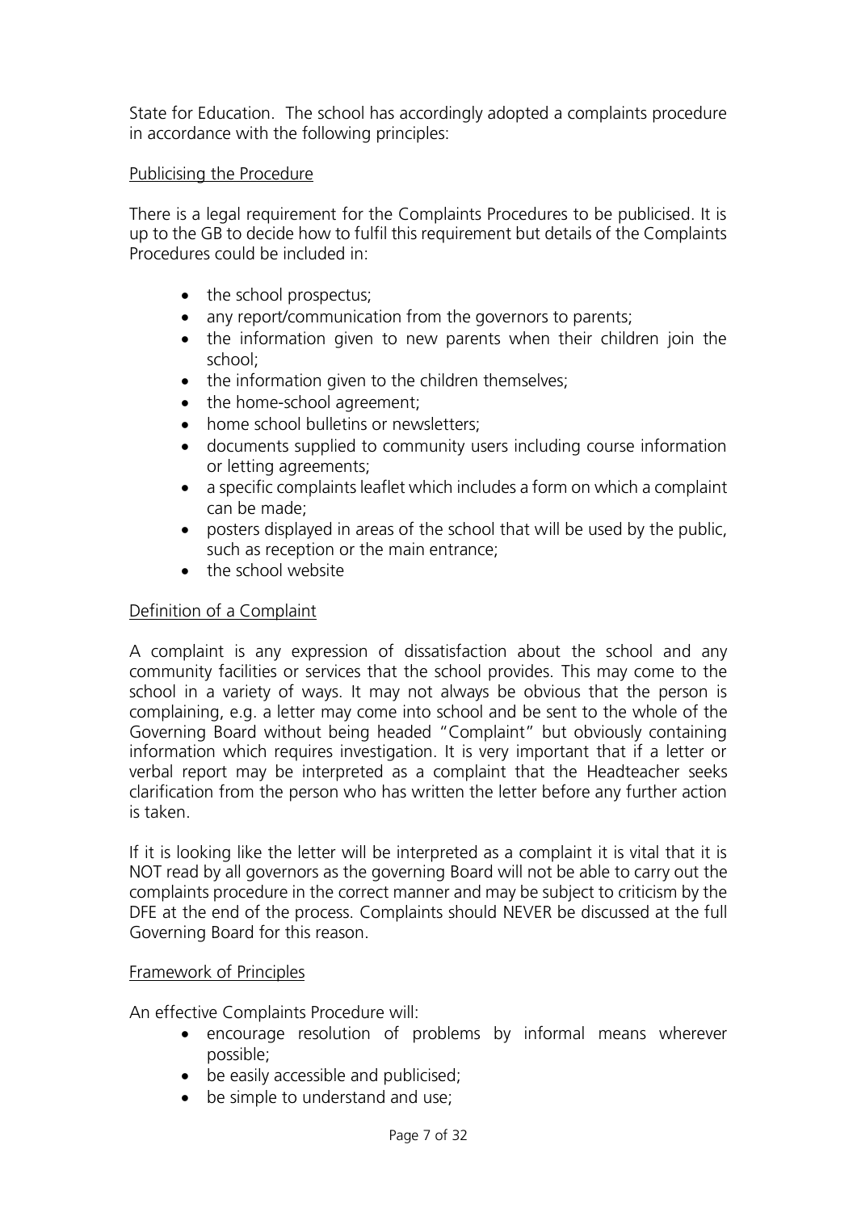State for Education. The school has accordingly adopted a complaints procedure in accordance with the following principles:

## Publicising the Procedure

There is a legal requirement for the Complaints Procedures to be publicised. It is up to the GB to decide how to fulfil this requirement but details of the Complaints Procedures could be included in:

- the school prospectus;
- any report/communication from the governors to parents;
- the information given to new parents when their children join the school;
- the information given to the children themselves;
- the home-school agreement;
- home school bulletins or newsletters;
- documents supplied to community users including course information or letting agreements;
- a specific complaints leaflet which includes a form on which a complaint can be made;
- posters displayed in areas of the school that will be used by the public, such as reception or the main entrance;
- the school website

## Definition of a Complaint

A complaint is any expression of dissatisfaction about the school and any community facilities or services that the school provides. This may come to the school in a variety of ways. It may not always be obvious that the person is complaining, e.g. a letter may come into school and be sent to the whole of the Governing Board without being headed "Complaint" but obviously containing information which requires investigation. It is very important that if a letter or verbal report may be interpreted as a complaint that the Headteacher seeks clarification from the person who has written the letter before any further action is taken.

If it is looking like the letter will be interpreted as a complaint it is vital that it is NOT read by all governors as the governing Board will not be able to carry out the complaints procedure in the correct manner and may be subject to criticism by the DFE at the end of the process. Complaints should NEVER be discussed at the full Governing Board for this reason.

## Framework of Principles

An effective Complaints Procedure will:

- encourage resolution of problems by informal means wherever possible;
- be easily accessible and publicised;
- be simple to understand and use;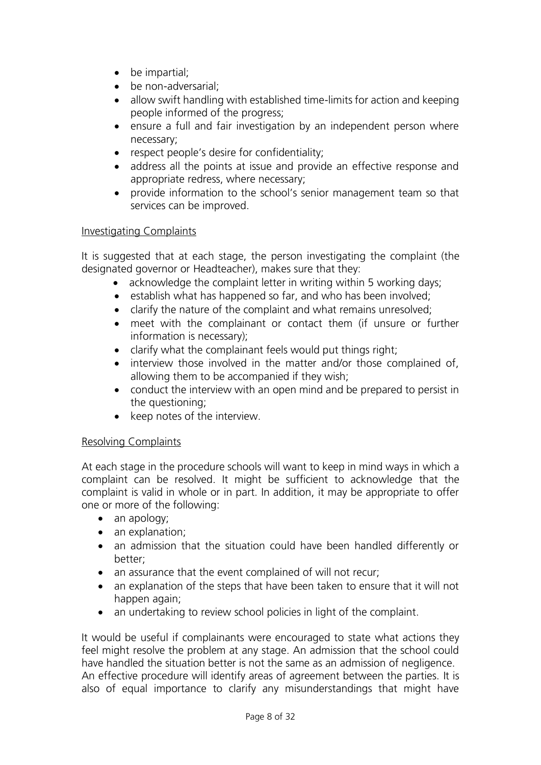- be impartial;
- be non-adversarial;
- allow swift handling with established time-limits for action and keeping people informed of the progress;
- ensure a full and fair investigation by an independent person where necessary;
- respect people's desire for confidentiality;
- address all the points at issue and provide an effective response and appropriate redress, where necessary;
- provide information to the school's senior management team so that services can be improved.

<u>Investigating Complaints</u>

It is suggested that at each stage, the person investigating the complaint (the designated governor or Headteacher), makes sure that they:

- acknowledge the complaint letter in writing within 5 working days;
- establish what has happened so far, and who has been involved;
- clarify the nature of the complaint and what remains unresolved;
- meet with the complainant or contact them (if unsure or further information is necessary);
- clarify what the complainant feels would put things right;
- interview those involved in the matter and/or those complained of, allowing them to be accompanied if they wish;
- conduct the interview with an open mind and be prepared to persist in the questioning;
- keep notes of the interview.

<u>Resolving Complaints</u>

At each stage in the procedure schools will want to keep in mind ways in which a complaint can be resolved. It might be sufficient to acknowledge that the complaint is valid in whole or in part. In addition, it may be appropriate to offer one or more of the following:

- an apology;
- an explanation;
- an admission that the situation could have been handled differently or better;
- an assurance that the event complained of will not recur;
- an explanation of the steps that have been taken to ensure that it will not happen again;
- an undertaking to review school policies in light of the complaint.

It would be useful if complainants were encouraged to state what actions they feel might resolve the problem at any stage. An admission that the school could have handled the situation better is not the same as an admission of negligence. An effective procedure will identify areas of agreement between the parties. It is also of equal importance to clarify any misunderstandings that might have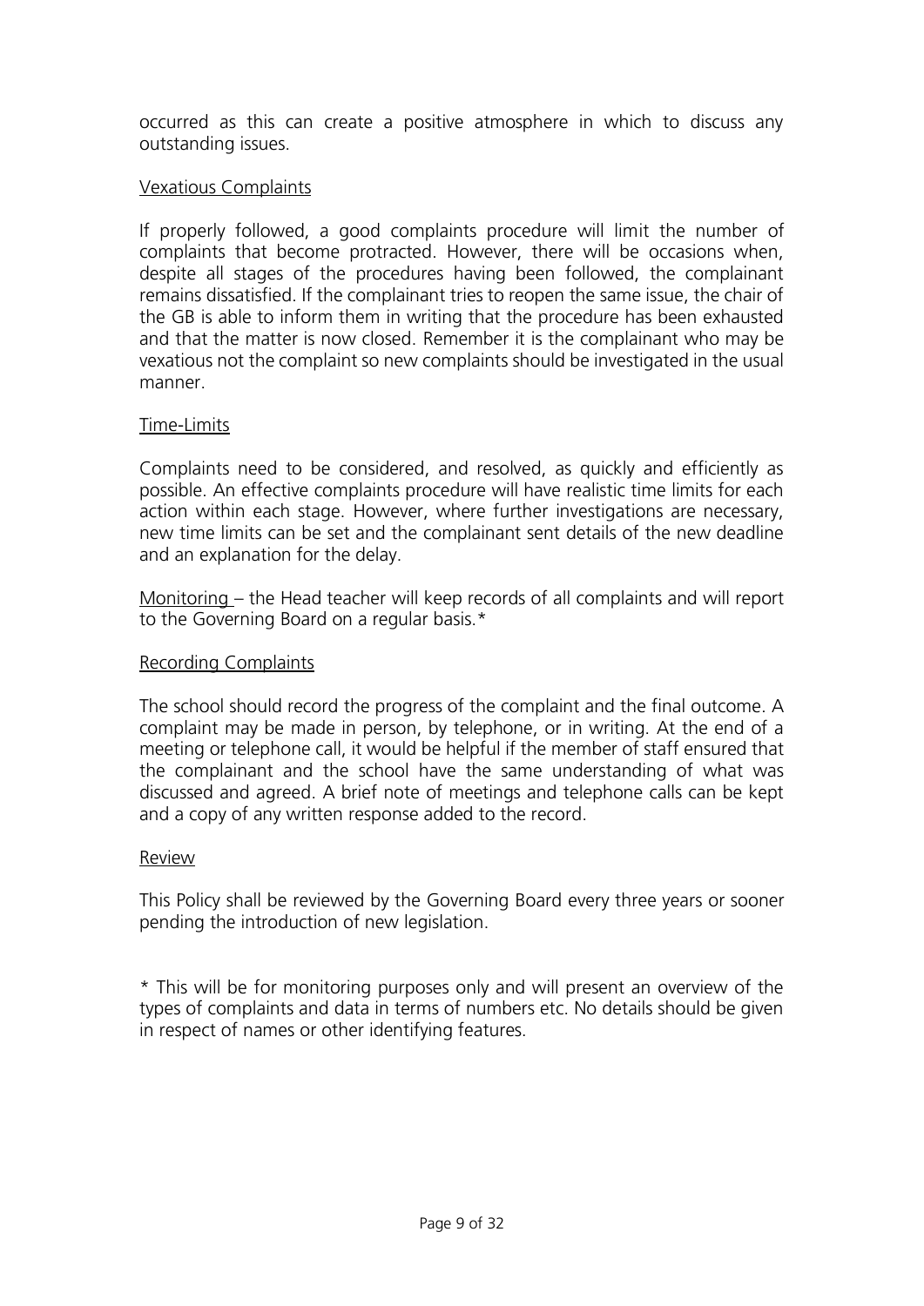occurred as this can create a positive atmosphere in which to discuss any outstanding issues.

## Vexatious Complaints

If properly followed, a good complaints procedure will limit the number of complaints that become protracted. However, there will be occasions when, despite all stages of the procedures having been followed, the complainant remains dissatisfied. If the complainant tries to reopen the same issue, the chair of the GB is able to inform them in writing that the procedure has been exhausted and that the matter is now closed. Remember it is the complainant who may be vexatious not the complaint so new complaints should be investigated in the usual manner.

## Time-Limits

Complaints need to be considered, and resolved, as quickly and efficiently as possible. An effective complaints procedure will have realistic time limits for each action within each stage. However, where further investigations are necessary, new time limits can be set and the complainant sent details of the new deadline and an explanation for the delay.

Monitoring – the Head teacher will keep records of all complaints and will report to the Governing Board on a regular basis.*

## Recording Complaints

The school should record the progress of the complaint and the final outcome. A complaint may be made in person, by telephone, or in writing. At the end of a meeting or telephone call, it would be helpful if the member of staff ensured that the complainant and the school have the same understanding of what was discussed and agreed. A brief note of meetings and telephone calls can be kept and a copy of any written response added to the record.

## Review

This Policy shall be reviewed by the Governing Board every three years or sooner pending the introduction of new legislation.

* This will be for monitoring purposes only and will present an overview of the types of complaints and data in terms of numbers etc. No details should be given in respect of names or other identifying features.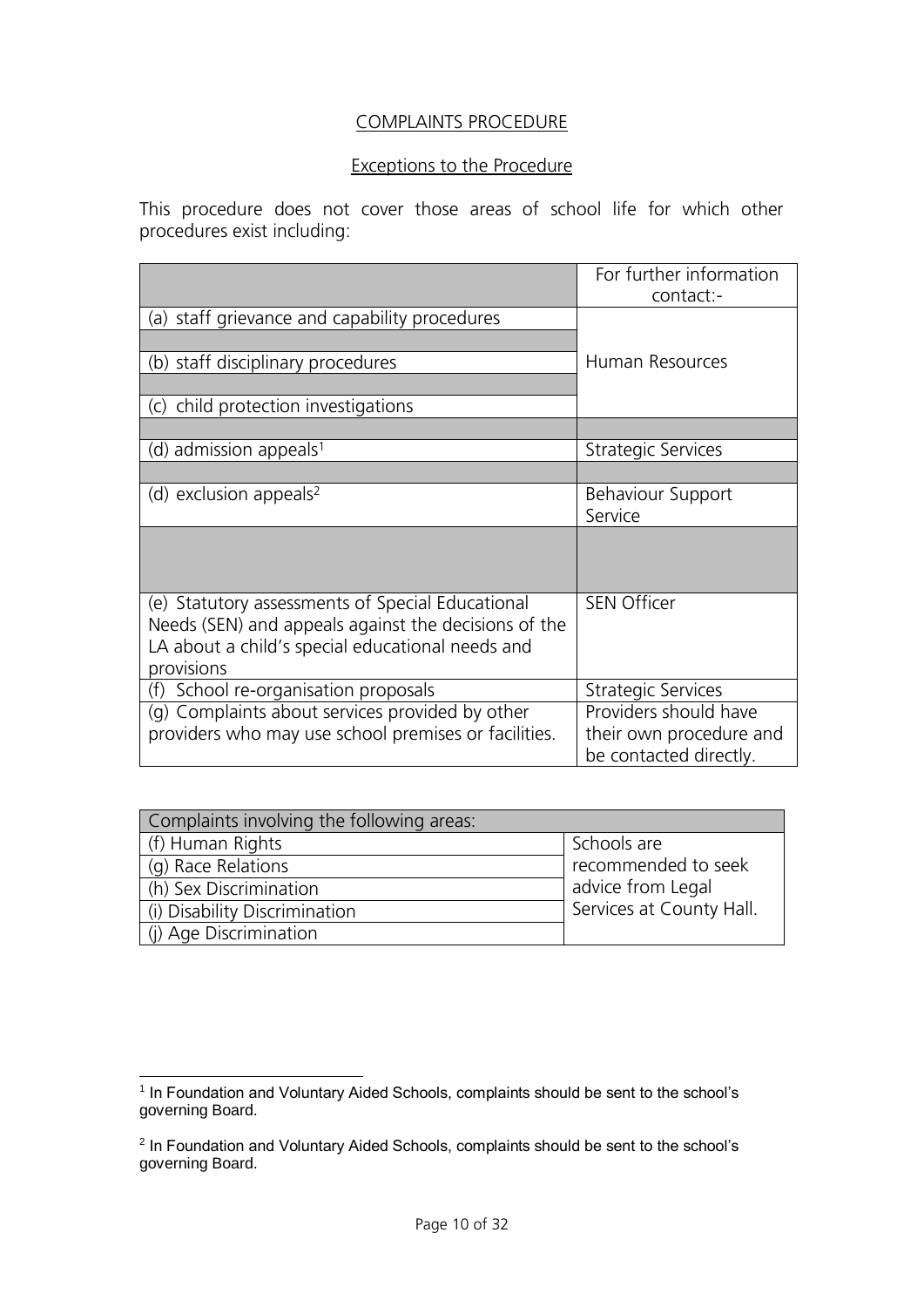## COMPLAINTS PROCEDURE

### Exceptions to the Procedure

This procedure does not cover those areas of school life for which other procedures exist including:

| | For further information contact:- |
|---|---|
| (a) staff grievance and capability procedures | Human Resources |
| (b) staff disciplinary procedures | |
| (c) child protection investigations | |
| (d) admission appeals[1] | Strategic Services |
| (d) exclusion appeals[2] | Behaviour Support Service |
| (e) Statutory assessments of Special Educational Needs (SEN) and appeals against the decisions of the LA about a child's special educational needs and provisions | SEN Officer |
| (f) School re-organisation proposals | Strategic Services |
| (g) Complaints about services provided by other providers who may use school premises or facilities. | Providers should have their own procedure and be contacted directly. |

| Complaints involving the following areas: | |
|---|---|
| (f) Human Rights | Schools are recommended to seek advice from Legal Services at County Hall. |
| (g) Race Relations | |
| (h) Sex Discrimination | |
| (i) Disability Discrimination | |
| (j) Age Discrimination | |

[1] In Foundation and Voluntary Aided Schools, complaints should be sent to the school's governing Board.

[2] In Foundation and Voluntary Aided Schools, complaints should be sent to the school's governing Board.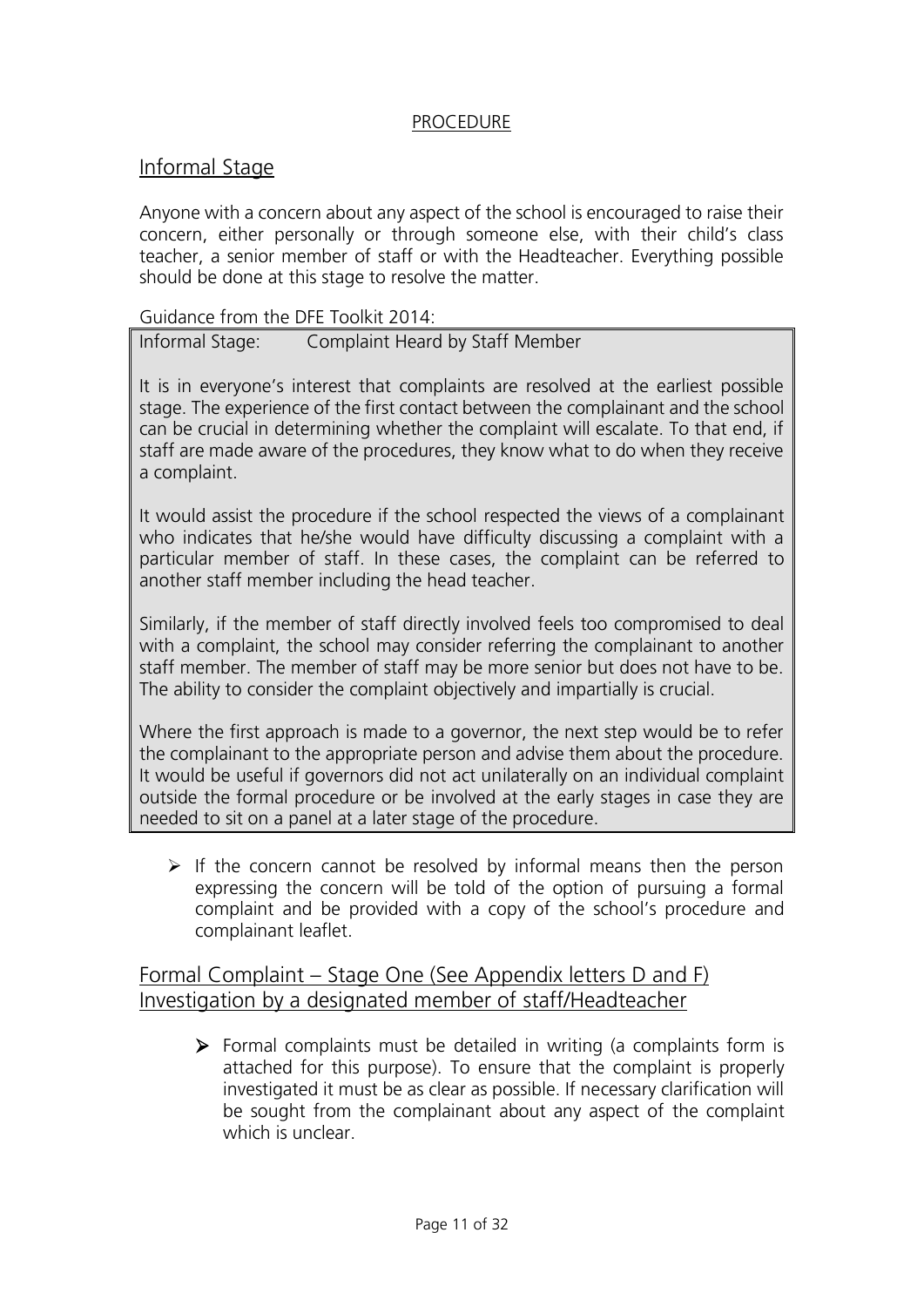PROCEDURE

## Informal Stage

Anyone with a concern about any aspect of the school is encouraged to raise their concern, either personally or through someone else, with their child's class teacher, a senior member of staff or with the Headteacher. Everything possible should be done at this stage to resolve the matter.

Guidance from the DFE Toolkit 2014:

> Informal Stage: Complaint Heard by Staff Member
>
> It is in everyone's interest that complaints are resolved at the earliest possible stage. The experience of the first contact between the complainant and the school can be crucial in determining whether the complaint will escalate. To that end, if staff are made aware of the procedures, they know what to do when they receive a complaint.
>
> It would assist the procedure if the school respected the views of a complainant who indicates that he/she would have difficulty discussing a complaint with a particular member of staff. In these cases, the complaint can be referred to another staff member including the head teacher.
>
> Similarly, if the member of staff directly involved feels too compromised to deal with a complaint, the school may consider referring the complainant to another staff member. The member of staff may be more senior but does not have to be. The ability to consider the complaint objectively and impartially is crucial.
>
> Where the first approach is made to a governor, the next step would be to refer the complainant to the appropriate person and advise them about the procedure. It would be useful if governors did not act unilaterally on an individual complaint outside the formal procedure or be involved at the early stages in case they are needed to sit on a panel at a later stage of the procedure.

- If the concern cannot be resolved by informal means then the person expressing the concern will be told of the option of pursuing a formal complaint and be provided with a copy of the school's procedure and complainant leaflet.

## Formal Complaint – Stage One (See Appendix letters D and F) Investigation by a designated member of staff/Headteacher

- Formal complaints must be detailed in writing (a complaints form is attached for this purpose). To ensure that the complaint is properly investigated it must be as clear as possible. If necessary clarification will be sought from the complainant about any aspect of the complaint which is unclear.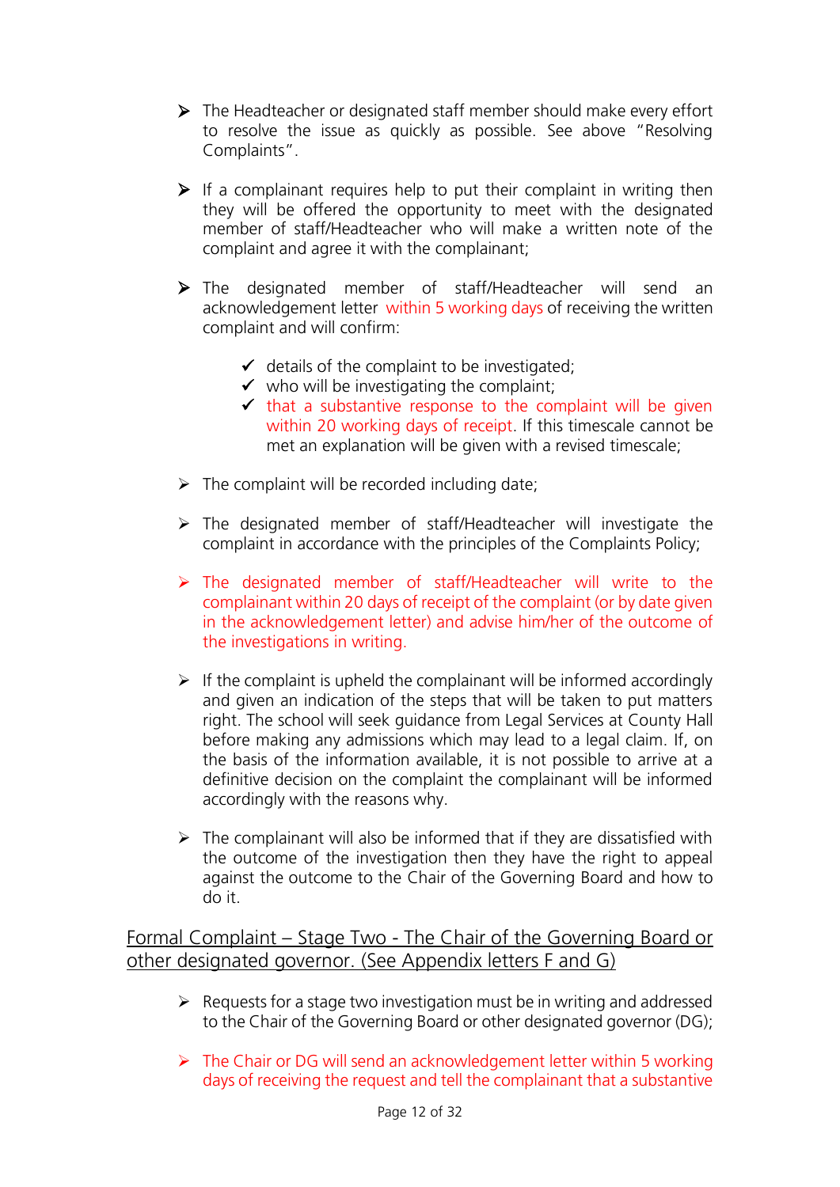- The Headteacher or designated staff member should make every effort to resolve the issue as quickly as possible. See above "Resolving Complaints".

- If a complainant requires help to put their complaint in writing then they will be offered the opportunity to meet with the designated member of staff/Headteacher who will make a written note of the complaint and agree it with the complainant;

- The designated member of staff/Headteacher will send an acknowledgement letter within 5 working days of receiving the written complaint and will confirm:

  - ✓ details of the complaint to be investigated;
  - ✓ who will be investigating the complaint;
  - ✓ that a substantive response to the complaint will be given within 20 working days of receipt. If this timescale cannot be met an explanation will be given with a revised timescale;

- The complaint will be recorded including date;

- The designated member of staff/Headteacher will investigate the complaint in accordance with the principles of the Complaints Policy;

- The designated member of staff/Headteacher will write to the complainant within 20 days of receipt of the complaint (or by date given in the acknowledgement letter) and advise him/her of the outcome of the investigations in writing.

- If the complaint is upheld the complainant will be informed accordingly and given an indication of the steps that will be taken to put matters right. The school will seek guidance from Legal Services at County Hall before making any admissions which may lead to a legal claim. If, on the basis of the information available, it is not possible to arrive at a definitive decision on the complaint the complainant will be informed accordingly with the reasons why.

- The complainant will also be informed that if they are dissatisfied with the outcome of the investigation then they have the right to appeal against the outcome to the Chair of the Governing Board and how to do it.

## Formal Complaint – Stage Two - The Chair of the Governing Board or other designated governor. (See Appendix letters F and G)

- Requests for a stage two investigation must be in writing and addressed to the Chair of the Governing Board or other designated governor (DG);

- The Chair or DG will send an acknowledgement letter within 5 working days of receiving the request and tell the complainant that a substantive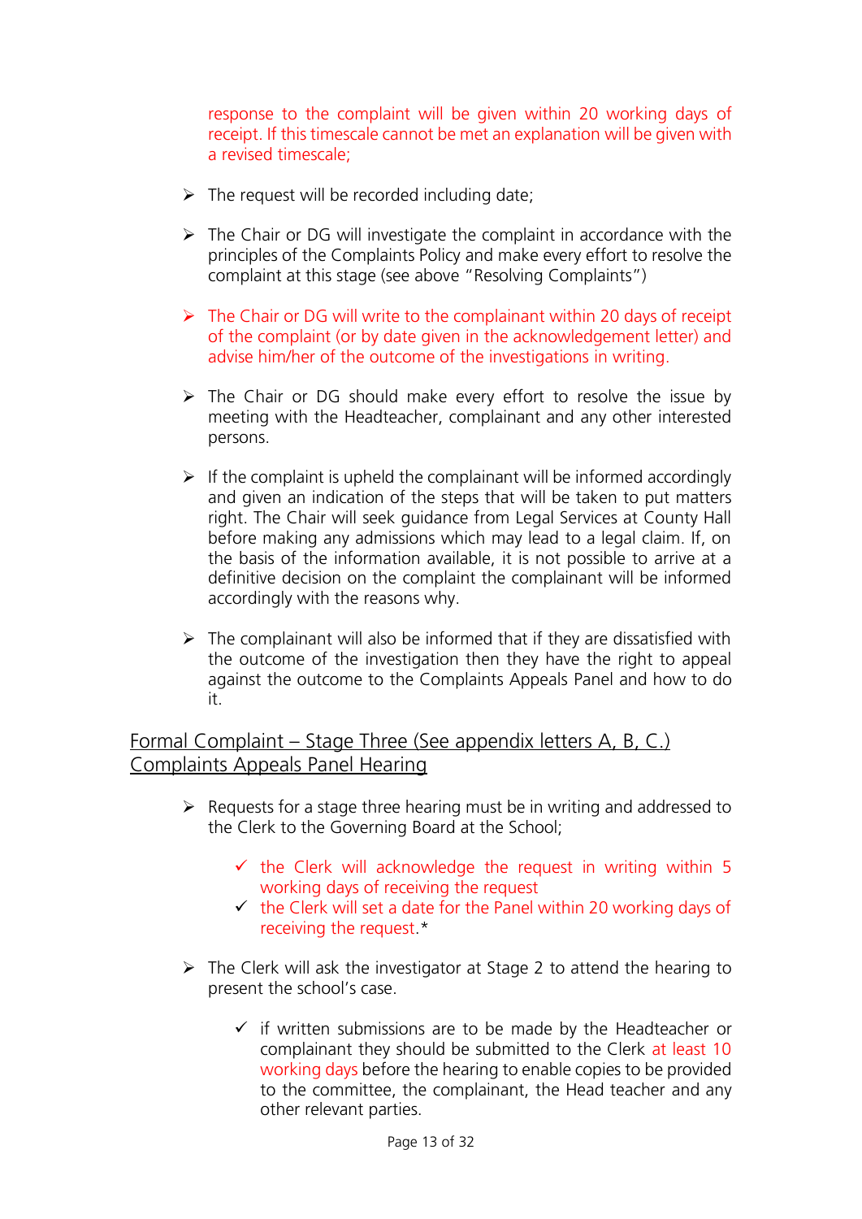response to the complaint will be given within 20 working days of receipt. If this timescale cannot be met an explanation will be given with a revised timescale;

- The request will be recorded including date;

- The Chair or DG will investigate the complaint in accordance with the principles of the Complaints Policy and make every effort to resolve the complaint at this stage (see above "Resolving Complaints")

- The Chair or DG will write to the complainant within 20 days of receipt of the complaint (or by date given in the acknowledgement letter) and advise him/her of the outcome of the investigations in writing.

- The Chair or DG should make every effort to resolve the issue by meeting with the Headteacher, complainant and any other interested persons.

- If the complaint is upheld the complainant will be informed accordingly and given an indication of the steps that will be taken to put matters right. The Chair will seek guidance from Legal Services at County Hall before making any admissions which may lead to a legal claim. If, on the basis of the information available, it is not possible to arrive at a definitive decision on the complaint the complainant will be informed accordingly with the reasons why.

- The complainant will also be informed that if they are dissatisfied with the outcome of the investigation then they have the right to appeal against the outcome to the Complaints Appeals Panel and how to do it.

## Formal Complaint – Stage Three (See appendix letters A, B, C.) Complaints Appeals Panel Hearing

- Requests for a stage three hearing must be in writing and addressed to the Clerk to the Governing Board at the School;
  - ✓ the Clerk will acknowledge the request in writing within 5 working days of receiving the request
  - ✓ the Clerk will set a date for the Panel within 20 working days of receiving the request.*

- The Clerk will ask the investigator at Stage 2 to attend the hearing to present the school's case.
  - ✓ if written submissions are to be made by the Headteacher or complainant they should be submitted to the Clerk at least 10 working days before the hearing to enable copies to be provided to the committee, the complainant, the Head teacher and any other relevant parties.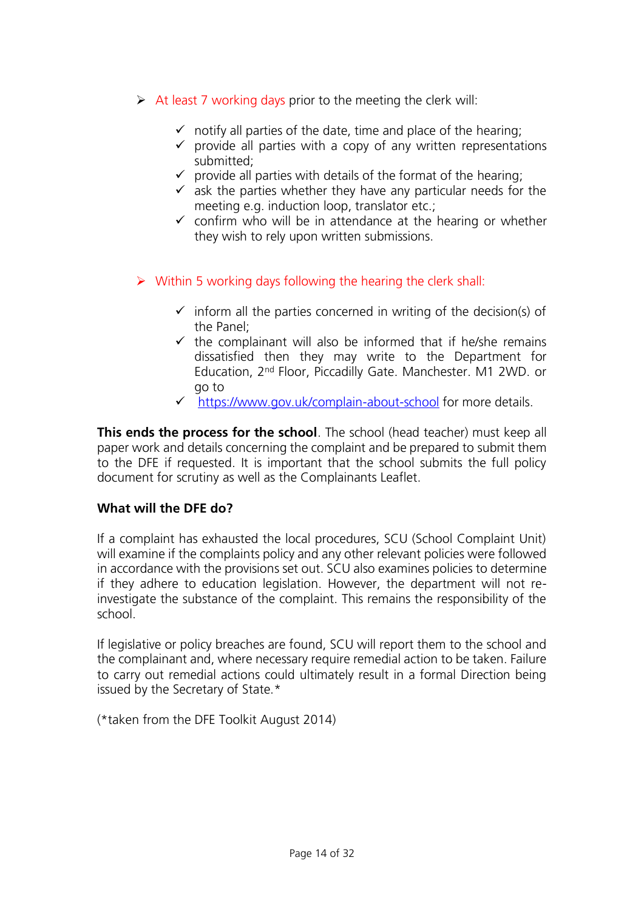- At least 7 working days prior to the meeting the clerk will:
  - notify all parties of the date, time and place of the hearing;
  - provide all parties with a copy of any written representations submitted;
  - provide all parties with details of the format of the hearing;
  - ask the parties whether they have any particular needs for the meeting e.g. induction loop, translator etc.;
  - confirm who will be in attendance at the hearing or whether they wish to rely upon written submissions.

- Within 5 working days following the hearing the clerk shall:
  - inform all the parties concerned in writing of the decision(s) of the Panel;
  - the complainant will also be informed that if he/she remains dissatisfied then they may write to the Department for Education, 2nd Floor, Piccadilly Gate. Manchester. M1 2WD. or go to
  - https://www.gov.uk/complain-about-school for more details.

**This ends the process for the school**. The school (head teacher) must keep all paper work and details concerning the complaint and be prepared to submit them to the DFE if requested. It is important that the school submits the full policy document for scrutiny as well as the Complainants Leaflet.

**What will the DFE do?**

If a complaint has exhausted the local procedures, SCU (School Complaint Unit) will examine if the complaints policy and any other relevant policies were followed in accordance with the provisions set out. SCU also examines policies to determine if they adhere to education legislation. However, the department will not re-investigate the substance of the complaint. This remains the responsibility of the school.

If legislative or policy breaches are found, SCU will report them to the school and the complainant and, where necessary require remedial action to be taken. Failure to carry out remedial actions could ultimately result in a formal Direction being issued by the Secretary of State.*

(*taken from the DFE Toolkit August 2014)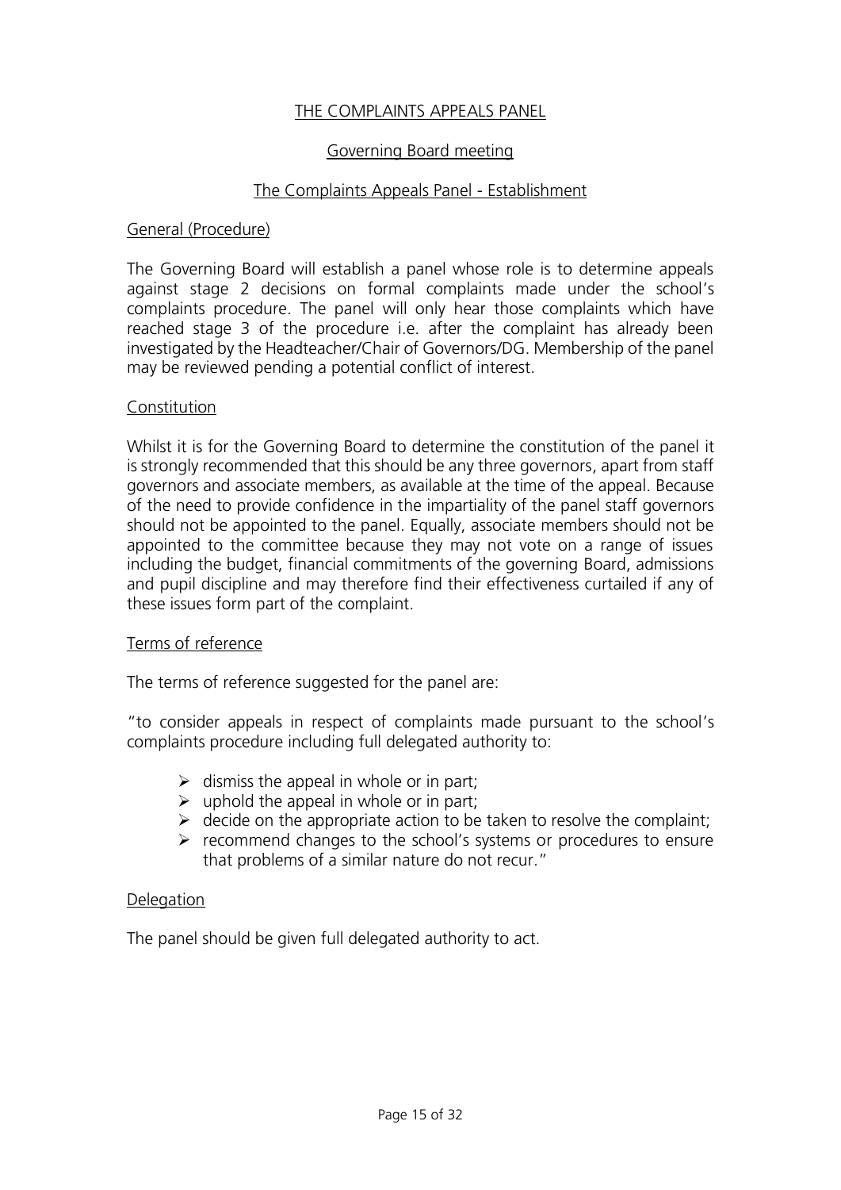# THE COMPLAINTS APPEALS PANEL

## Governing Board meeting

## The Complaints Appeals Panel - Establishment

### General (Procedure)

The Governing Board will establish a panel whose role is to determine appeals against stage 2 decisions on formal complaints made under the school's complaints procedure. The panel will only hear those complaints which have reached stage 3 of the procedure i.e. after the complaint has already been investigated by the Headteacher/Chair of Governors/DG. Membership of the panel may be reviewed pending a potential conflict of interest.

### Constitution

Whilst it is for the Governing Board to determine the constitution of the panel it is strongly recommended that this should be any three governors, apart from staff governors and associate members, as available at the time of the appeal. Because of the need to provide confidence in the impartiality of the panel staff governors should not be appointed to the panel. Equally, associate members should not be appointed to the committee because they may not vote on a range of issues including the budget, financial commitments of the governing Board, admissions and pupil discipline and may therefore find their effectiveness curtailed if any of these issues form part of the complaint.

### Terms of reference

The terms of reference suggested for the panel are:

"to consider appeals in respect of complaints made pursuant to the school's complaints procedure including full delegated authority to:

- dismiss the appeal in whole or in part;
- uphold the appeal in whole or in part;
- decide on the appropriate action to be taken to resolve the complaint;
- recommend changes to the school's systems or procedures to ensure that problems of a similar nature do not recur."

### Delegation

The panel should be given full delegated authority to act.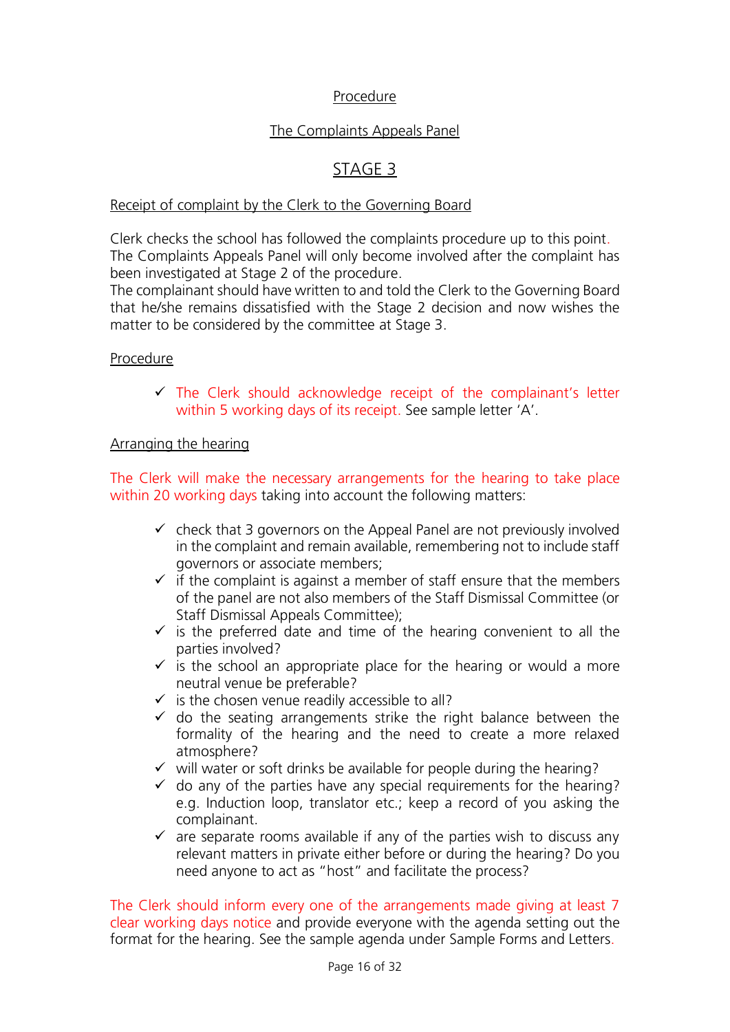## Procedure

## The Complaints Appeals Panel

# STAGE 3

### Receipt of complaint by the Clerk to the Governing Board

Clerk checks the school has followed the complaints procedure up to this point.
The Complaints Appeals Panel will only become involved after the complaint has been investigated at Stage 2 of the procedure.
The complainant should have written to and told the Clerk to the Governing Board that he/she remains dissatisfied with the Stage 2 decision and now wishes the matter to be considered by the committee at Stage 3.

### Procedure

- ✓ The Clerk should acknowledge receipt of the complainant's letter within 5 working days of its receipt. See sample letter 'A'.

### Arranging the hearing

The Clerk will make the necessary arrangements for the hearing to take place within 20 working days taking into account the following matters:

- ✓ check that 3 governors on the Appeal Panel are not previously involved in the complaint and remain available, remembering not to include staff governors or associate members;
- ✓ if the complaint is against a member of staff ensure that the members of the panel are not also members of the Staff Dismissal Committee (or Staff Dismissal Appeals Committee);
- ✓ is the preferred date and time of the hearing convenient to all the parties involved?
- ✓ is the school an appropriate place for the hearing or would a more neutral venue be preferable?
- ✓ is the chosen venue readily accessible to all?
- ✓ do the seating arrangements strike the right balance between the formality of the hearing and the need to create a more relaxed atmosphere?
- ✓ will water or soft drinks be available for people during the hearing?
- ✓ do any of the parties have any special requirements for the hearing? e.g. Induction loop, translator etc.; keep a record of you asking the complainant.
- ✓ are separate rooms available if any of the parties wish to discuss any relevant matters in private either before or during the hearing? Do you need anyone to act as "host" and facilitate the process?

The Clerk should inform every one of the arrangements made giving at least 7 clear working days notice and provide everyone with the agenda setting out the format for the hearing. See the sample agenda under Sample Forms and Letters.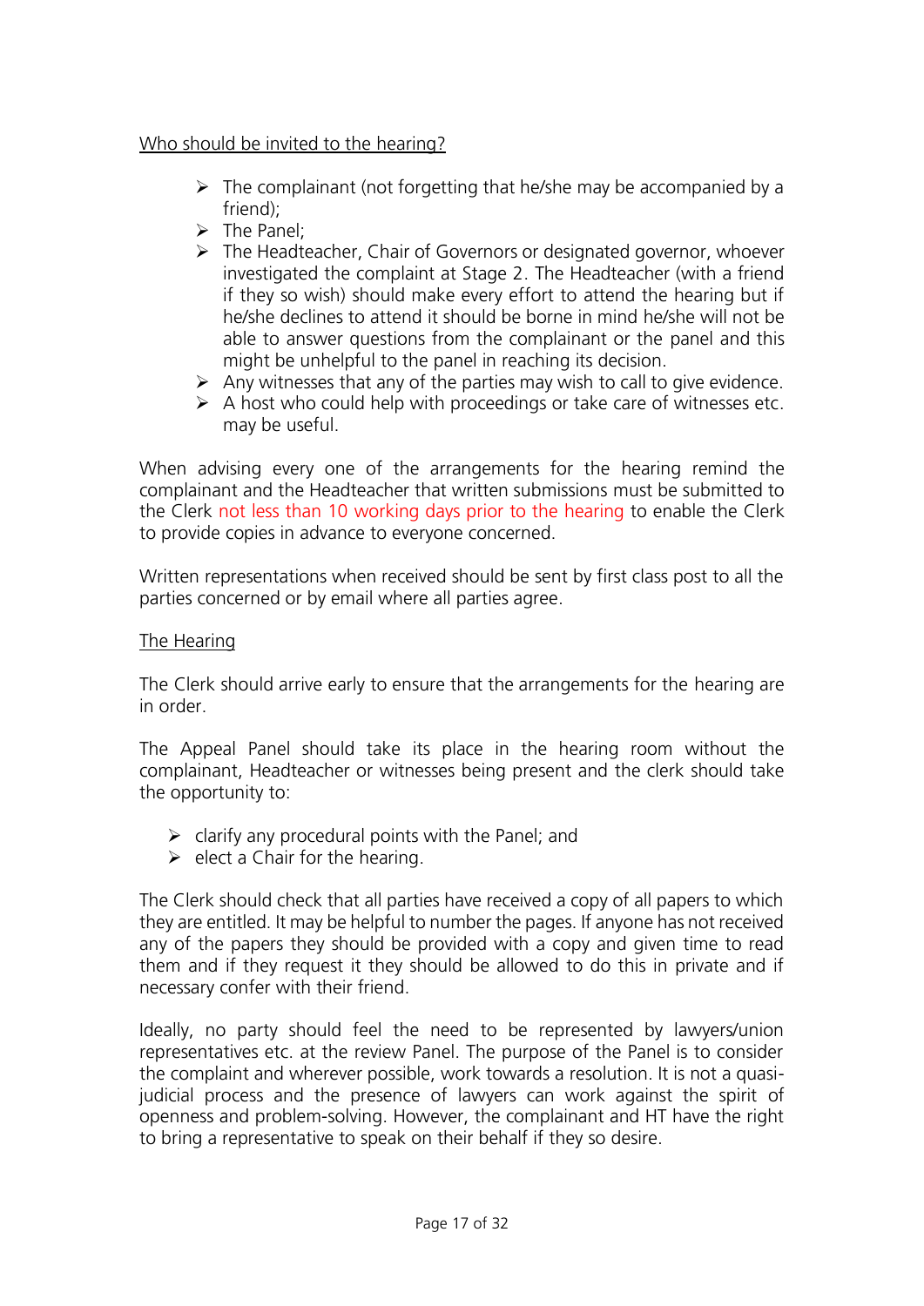Who should be invited to the hearing?

- The complainant (not forgetting that he/she may be accompanied by a friend);
- The Panel;
- The Headteacher, Chair of Governors or designated governor, whoever investigated the complaint at Stage 2. The Headteacher (with a friend if they so wish) should make every effort to attend the hearing but if he/she declines to attend it should be borne in mind he/she will not be able to answer questions from the complainant or the panel and this might be unhelpful to the panel in reaching its decision.
- Any witnesses that any of the parties may wish to call to give evidence.
- A host who could help with proceedings or take care of witnesses etc. may be useful.

When advising every one of the arrangements for the hearing remind the complainant and the Headteacher that written submissions must be submitted to the Clerk not less than 10 working days prior to the hearing to enable the Clerk to provide copies in advance to everyone concerned.

Written representations when received should be sent by first class post to all the parties concerned or by email where all parties agree.

The Hearing

The Clerk should arrive early to ensure that the arrangements for the hearing are in order.

The Appeal Panel should take its place in the hearing room without the complainant, Headteacher or witnesses being present and the clerk should take the opportunity to:

- clarify any procedural points with the Panel; and
- elect a Chair for the hearing.

The Clerk should check that all parties have received a copy of all papers to which they are entitled. It may be helpful to number the pages. If anyone has not received any of the papers they should be provided with a copy and given time to read them and if they request it they should be allowed to do this in private and if necessary confer with their friend.

Ideally, no party should feel the need to be represented by lawyers/union representatives etc. at the review Panel. The purpose of the Panel is to consider the complaint and wherever possible, work towards a resolution. It is not a quasi-judicial process and the presence of lawyers can work against the spirit of openness and problem-solving. However, the complainant and HT have the right to bring a representative to speak on their behalf if they so desire.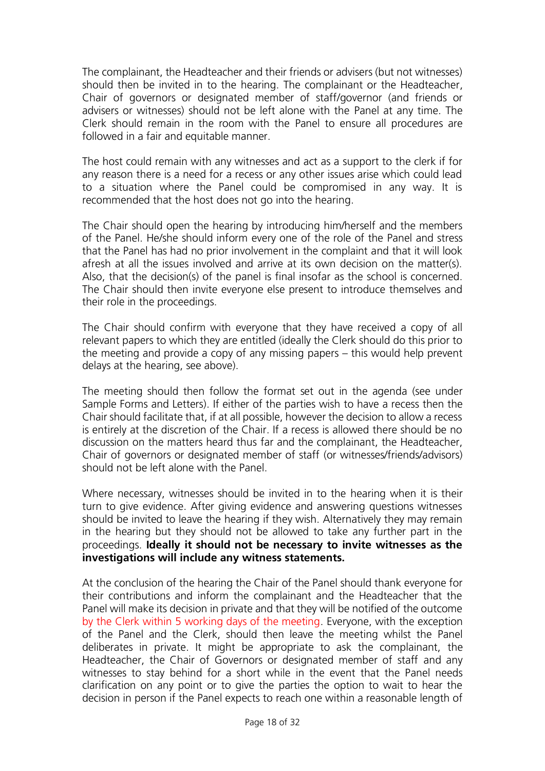The complainant, the Headteacher and their friends or advisers (but not witnesses) should then be invited in to the hearing. The complainant or the Headteacher, Chair of governors or designated member of staff/governor (and friends or advisers or witnesses) should not be left alone with the Panel at any time. The Clerk should remain in the room with the Panel to ensure all procedures are followed in a fair and equitable manner.

The host could remain with any witnesses and act as a support to the clerk if for any reason there is a need for a recess or any other issues arise which could lead to a situation where the Panel could be compromised in any way. It is recommended that the host does not go into the hearing.

The Chair should open the hearing by introducing him/herself and the members of the Panel. He/she should inform every one of the role of the Panel and stress that the Panel has had no prior involvement in the complaint and that it will look afresh at all the issues involved and arrive at its own decision on the matter(s). Also, that the decision(s) of the panel is final insofar as the school is concerned. The Chair should then invite everyone else present to introduce themselves and their role in the proceedings.

The Chair should confirm with everyone that they have received a copy of all relevant papers to which they are entitled (ideally the Clerk should do this prior to the meeting and provide a copy of any missing papers – this would help prevent delays at the hearing, see above).

The meeting should then follow the format set out in the agenda (see under Sample Forms and Letters). If either of the parties wish to have a recess then the Chair should facilitate that, if at all possible, however the decision to allow a recess is entirely at the discretion of the Chair. If a recess is allowed there should be no discussion on the matters heard thus far and the complainant, the Headteacher, Chair of governors or designated member of staff (or witnesses/friends/advisors) should not be left alone with the Panel.

Where necessary, witnesses should be invited in to the hearing when it is their turn to give evidence. After giving evidence and answering questions witnesses should be invited to leave the hearing if they wish. Alternatively they may remain in the hearing but they should not be allowed to take any further part in the proceedings. **Ideally it should not be necessary to invite witnesses as the investigations will include any witness statements.**

At the conclusion of the hearing the Chair of the Panel should thank everyone for their contributions and inform the complainant and the Headteacher that the Panel will make its decision in private and that they will be notified of the outcome by the Clerk within 5 working days of the meeting. Everyone, with the exception of the Panel and the Clerk, should then leave the meeting whilst the Panel deliberates in private. It might be appropriate to ask the complainant, the Headteacher, the Chair of Governors or designated member of staff and any witnesses to stay behind for a short while in the event that the Panel needs clarification on any point or to give the parties the option to wait to hear the decision in person if the Panel expects to reach one within a reasonable length of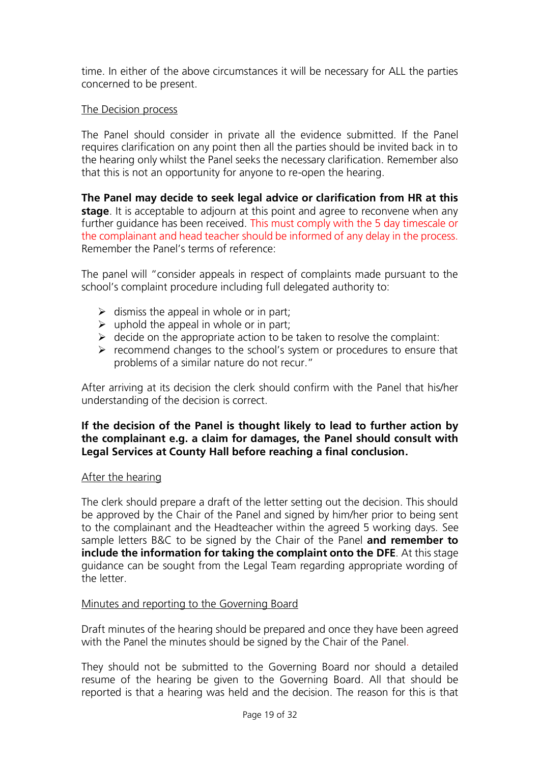time. In either of the above circumstances it will be necessary for ALL the parties concerned to be present.

The Decision process

The Panel should consider in private all the evidence submitted. If the Panel requires clarification on any point then all the parties should be invited back in to the hearing only whilst the Panel seeks the necessary clarification. Remember also that this is not an opportunity for anyone to re-open the hearing.

**The Panel may decide to seek legal advice or clarification from HR at this stage**. It is acceptable to adjourn at this point and agree to reconvene when any further guidance has been received. This must comply with the 5 day timescale or the complainant and head teacher should be informed of any delay in the process. Remember the Panel's terms of reference:

The panel will "consider appeals in respect of complaints made pursuant to the school's complaint procedure including full delegated authority to:

- dismiss the appeal in whole or in part;
- uphold the appeal in whole or in part;
- decide on the appropriate action to be taken to resolve the complaint:
- recommend changes to the school's system or procedures to ensure that problems of a similar nature do not recur."

After arriving at its decision the clerk should confirm with the Panel that his/her understanding of the decision is correct.

**If the decision of the Panel is thought likely to lead to further action by the complainant e.g. a claim for damages, the Panel should consult with Legal Services at County Hall before reaching a final conclusion.**

After the hearing

The clerk should prepare a draft of the letter setting out the decision. This should be approved by the Chair of the Panel and signed by him/her prior to being sent to the complainant and the Headteacher within the agreed 5 working days. See sample letters B&C to be signed by the Chair of the Panel **and remember to include the information for taking the complaint onto the DFE**. At this stage guidance can be sought from the Legal Team regarding appropriate wording of the letter.

Minutes and reporting to the Governing Board

Draft minutes of the hearing should be prepared and once they have been agreed with the Panel the minutes should be signed by the Chair of the Panel.

They should not be submitted to the Governing Board nor should a detailed resume of the hearing be given to the Governing Board. All that should be reported is that a hearing was held and the decision. The reason for this is that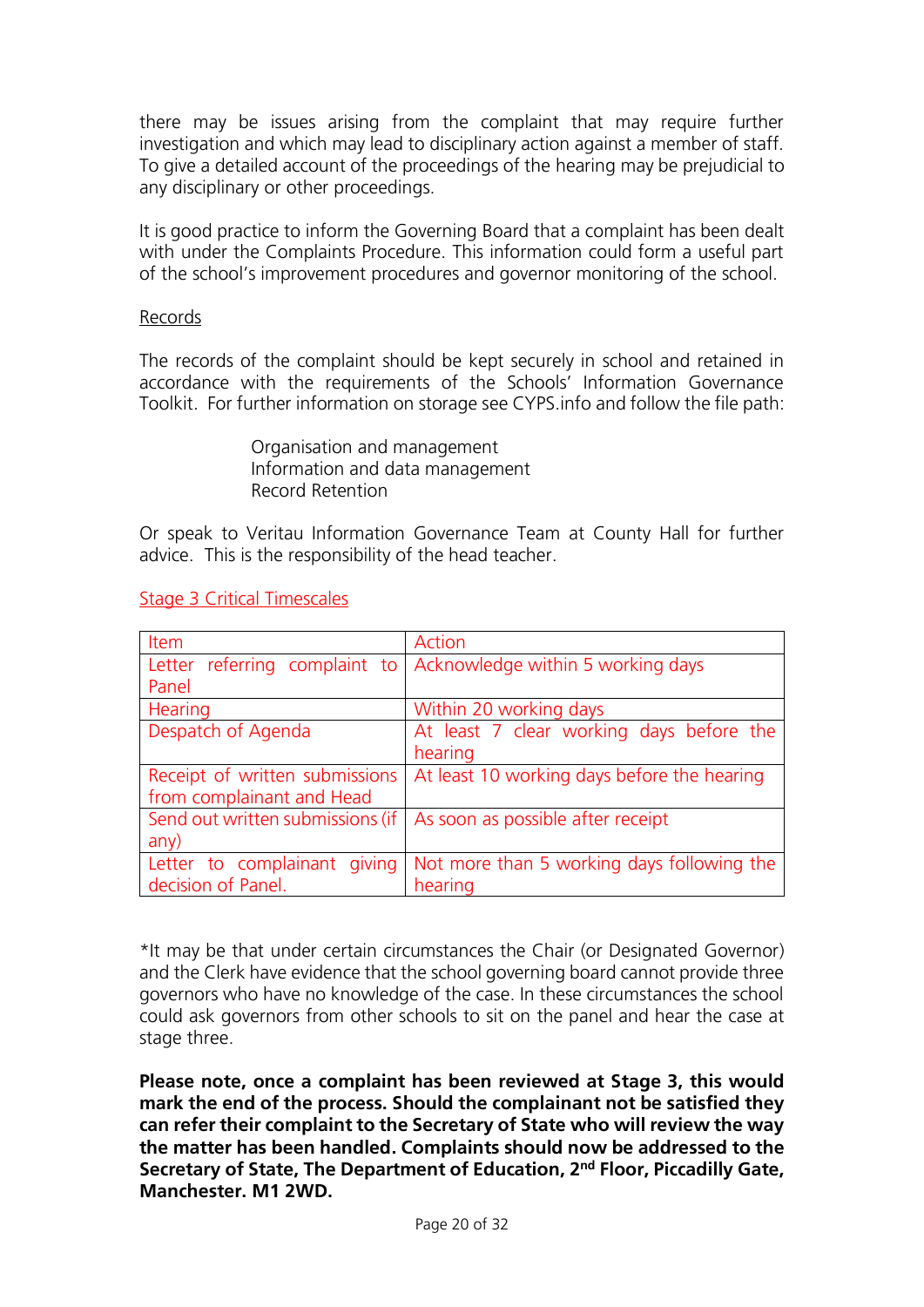there may be issues arising from the complaint that may require further investigation and which may lead to disciplinary action against a member of staff. To give a detailed account of the proceedings of the hearing may be prejudicial to any disciplinary or other proceedings.

It is good practice to inform the Governing Board that a complaint has been dealt with under the Complaints Procedure. This information could form a useful part of the school's improvement procedures and governor monitoring of the school.

Records

The records of the complaint should be kept securely in school and retained in accordance with the requirements of the Schools' Information Governance Toolkit. For further information on storage see CYPS.info and follow the file path:

> Organisation and management
> Information and data management
> Record Retention

Or speak to Veritau Information Governance Team at County Hall for further advice. This is the responsibility of the head teacher.

Stage 3 Critical Timescales

| Item | Action |
|---|---|
| Letter referring complaint to Panel | Acknowledge within 5 working days |
| Hearing | Within 20 working days |
| Despatch of Agenda | At least 7 clear working days before the hearing |
| Receipt of written submissions from complainant and Head | At least 10 working days before the hearing |
| Send out written submissions (if any) | As soon as possible after receipt |
| Letter to complainant giving decision of Panel. | Not more than 5 working days following the hearing |

*It may be that under certain circumstances the Chair (or Designated Governor) and the Clerk have evidence that the school governing board cannot provide three governors who have no knowledge of the case. In these circumstances the school could ask governors from other schools to sit on the panel and hear the case at stage three.

**Please note, once a complaint has been reviewed at Stage 3, this would mark the end of the process. Should the complainant not be satisfied they can refer their complaint to the Secretary of State who will review the way the matter has been handled. Complaints should now be addressed to the Secretary of State, The Department of Education, 2nd Floor, Piccadilly Gate, Manchester. M1 2WD.**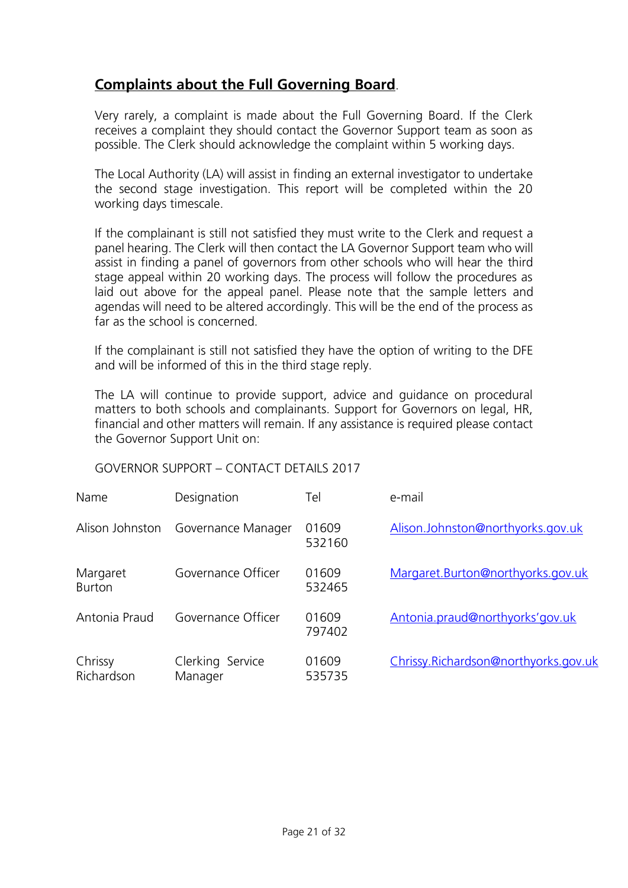## **Complaints about the Full Governing Board**.

Very rarely, a complaint is made about the Full Governing Board. If the Clerk receives a complaint they should contact the Governor Support team as soon as possible. The Clerk should acknowledge the complaint within 5 working days.

The Local Authority (LA) will assist in finding an external investigator to undertake the second stage investigation. This report will be completed within the 20 working days timescale.

If the complainant is still not satisfied they must write to the Clerk and request a panel hearing. The Clerk will then contact the LA Governor Support team who will assist in finding a panel of governors from other schools who will hear the third stage appeal within 20 working days. The process will follow the procedures as laid out above for the appeal panel. Please note that the sample letters and agendas will need to be altered accordingly. This will be the end of the process as far as the school is concerned.

If the complainant is still not satisfied they have the option of writing to the DFE and will be informed of this in the third stage reply.

The LA will continue to provide support, advice and guidance on procedural matters to both schools and complainants. Support for Governors on legal, HR, financial and other matters will remain. If any assistance is required please contact the Governor Support Unit on:

GOVERNOR SUPPORT – CONTACT DETAILS 2017

| Name | Designation | Tel | e-mail |
|---|---|---|---|
| Alison Johnston | Governance Manager | 01609 532160 | Alison.Johnston@northyorks.gov.uk |
| Margaret Burton | Governance Officer | 01609 532465 | Margaret.Burton@northyorks.gov.uk |
| Antonia Praud | Governance Officer | 01609 797402 | Antonia.praud@northyorks'gov.uk |
| Chrissy Richardson | Clerking Service Manager | 01609 535735 | Chrissy.Richardson@northyorks.gov.uk |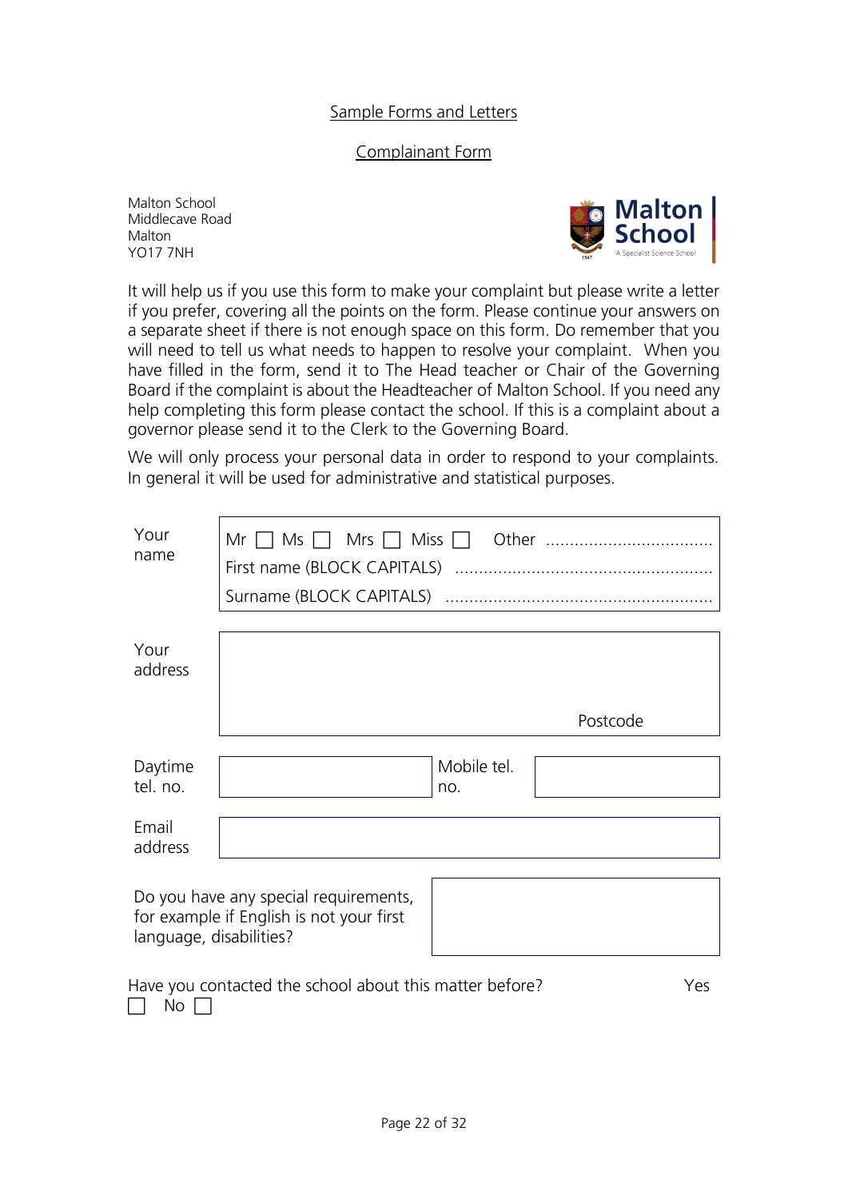## Sample Forms and Letters

## Complainant Form

Malton School
Middlecave Road
Malton
YO17 7NH

**Malton School**
A Specialist Science School

It will help us if you use this form to make your complaint but please write a letter if you prefer, covering all the points on the form. Please continue your answers on a separate sheet if there is not enough space on this form. Do remember that you will need to tell us what needs to happen to resolve your complaint. When you have filled in the form, send it to The Head teacher or Chair of the Governing Board if the complaint is about the Headteacher of Malton School. If you need any help completing this form please contact the school. If this is a complaint about a governor please send it to the Clerk to the Governing Board.

We will only process your personal data in order to respond to your complaints. In general it will be used for administrative and statistical purposes.

| | | | |
|---|---|---|---|
| Your name | Mr ☐ Ms ☐ Mrs ☐ Miss ☐ Other ..................................<br>First name (BLOCK CAPITALS) ....................................................<br>Surname (BLOCK CAPITALS) ...................................................... | | |
| Your address | Postcode | | |
| Daytime tel. no. | | Mobile tel. no. | |
| Email address | | | |

| | |
|---|---|
| Do you have any special requirements, for example if English is not your first language, disabilities? | |

Have you contacted the school about this matter before? Yes ☐ No ☐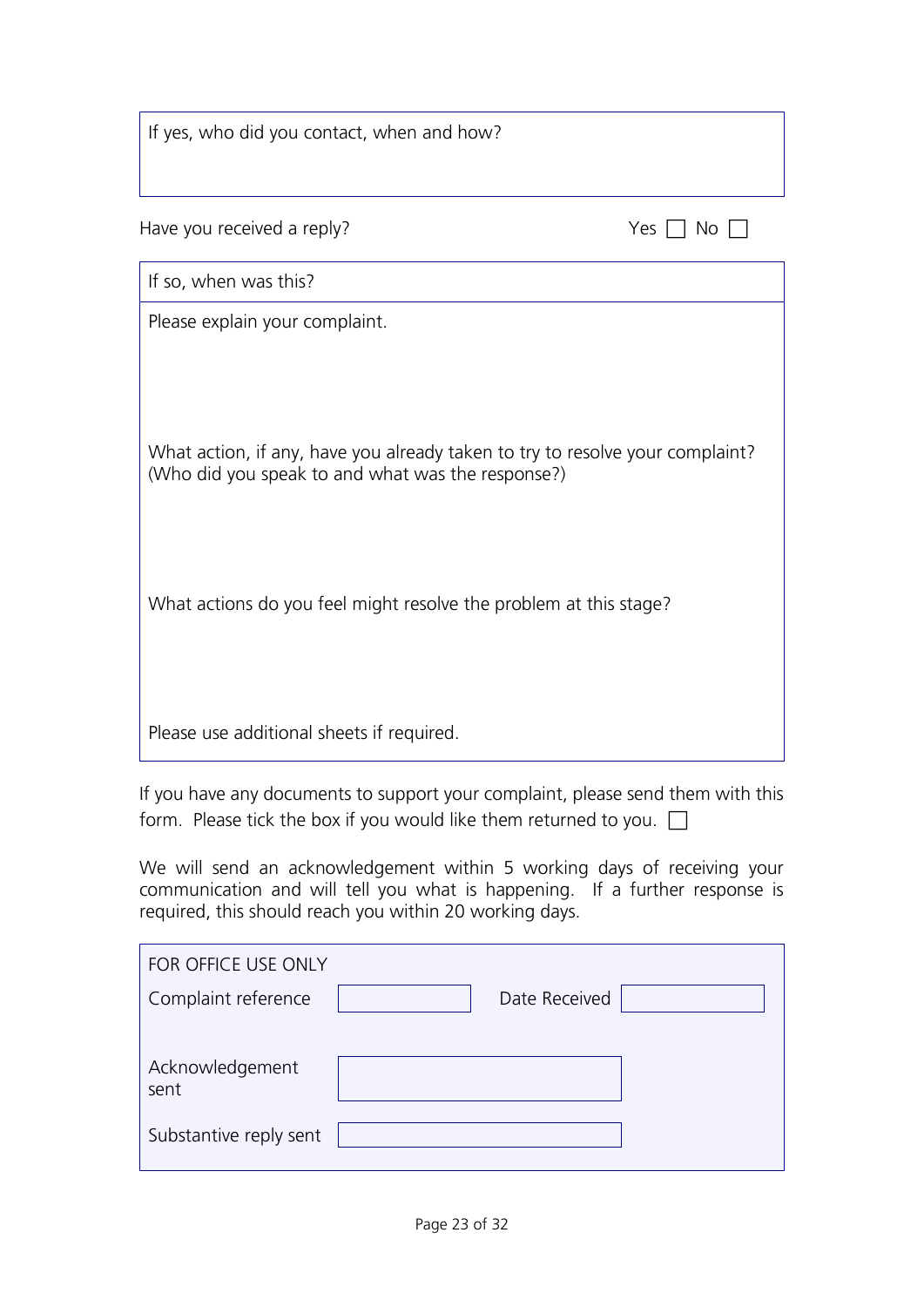If yes, who did you contact, when and how?

Have you received a reply? Yes ☐ No ☐

If so, when was this?

Please explain your complaint.

What action, if any, have you already taken to try to resolve your complaint? (Who did you speak to and what was the response?)

What actions do you feel might resolve the problem at this stage?

Please use additional sheets if required.

If you have any documents to support your complaint, please send them with this form. Please tick the box if you would like them returned to you. ☐

We will send an acknowledgement within 5 working days of receiving your communication and will tell you what is happening. If a further response is required, this should reach you within 20 working days.

| FOR OFFICE USE ONLY | | | |
|---|---|---|---|
| Complaint reference | | Date Received | |
| Acknowledgement sent | | | |
| Substantive reply sent | | | |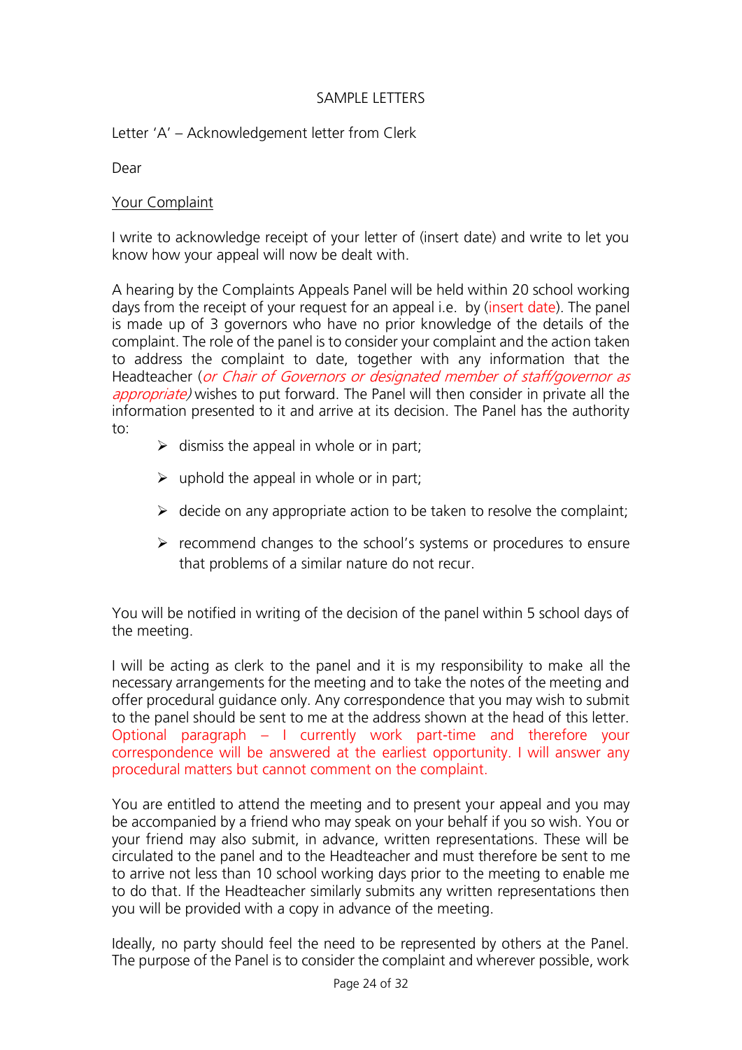SAMPLE LETTERS

Letter 'A' – Acknowledgement letter from Clerk

Dear

<u>Your Complaint</u>

I write to acknowledge receipt of your letter of (insert date) and write to let you know how your appeal will now be dealt with.

A hearing by the Complaints Appeals Panel will be held within 20 school working days from the receipt of your request for an appeal i.e. by (insert date). The panel is made up of 3 governors who have no prior knowledge of the details of the complaint. The role of the panel is to consider your complaint and the action taken to address the complaint to date, together with any information that the Headteacher (*or Chair of Governors or designated member of staff/governor as appropriate)* wishes to put forward. The Panel will then consider in private all the information presented to it and arrive at its decision. The Panel has the authority to:

- dismiss the appeal in whole or in part;
- uphold the appeal in whole or in part;
- decide on any appropriate action to be taken to resolve the complaint;
- recommend changes to the school's systems or procedures to ensure that problems of a similar nature do not recur.

You will be notified in writing of the decision of the panel within 5 school days of the meeting.

I will be acting as clerk to the panel and it is my responsibility to make all the necessary arrangements for the meeting and to take the notes of the meeting and offer procedural guidance only. Any correspondence that you may wish to submit to the panel should be sent to me at the address shown at the head of this letter. Optional paragraph – I currently work part-time and therefore your correspondence will be answered at the earliest opportunity. I will answer any procedural matters but cannot comment on the complaint.

You are entitled to attend the meeting and to present your appeal and you may be accompanied by a friend who may speak on your behalf if you so wish. You or your friend may also submit, in advance, written representations. These will be circulated to the panel and to the Headteacher and must therefore be sent to me to arrive not less than 10 school working days prior to the meeting to enable me to do that. If the Headteacher similarly submits any written representations then you will be provided with a copy in advance of the meeting.

Ideally, no party should feel the need to be represented by others at the Panel. The purpose of the Panel is to consider the complaint and wherever possible, work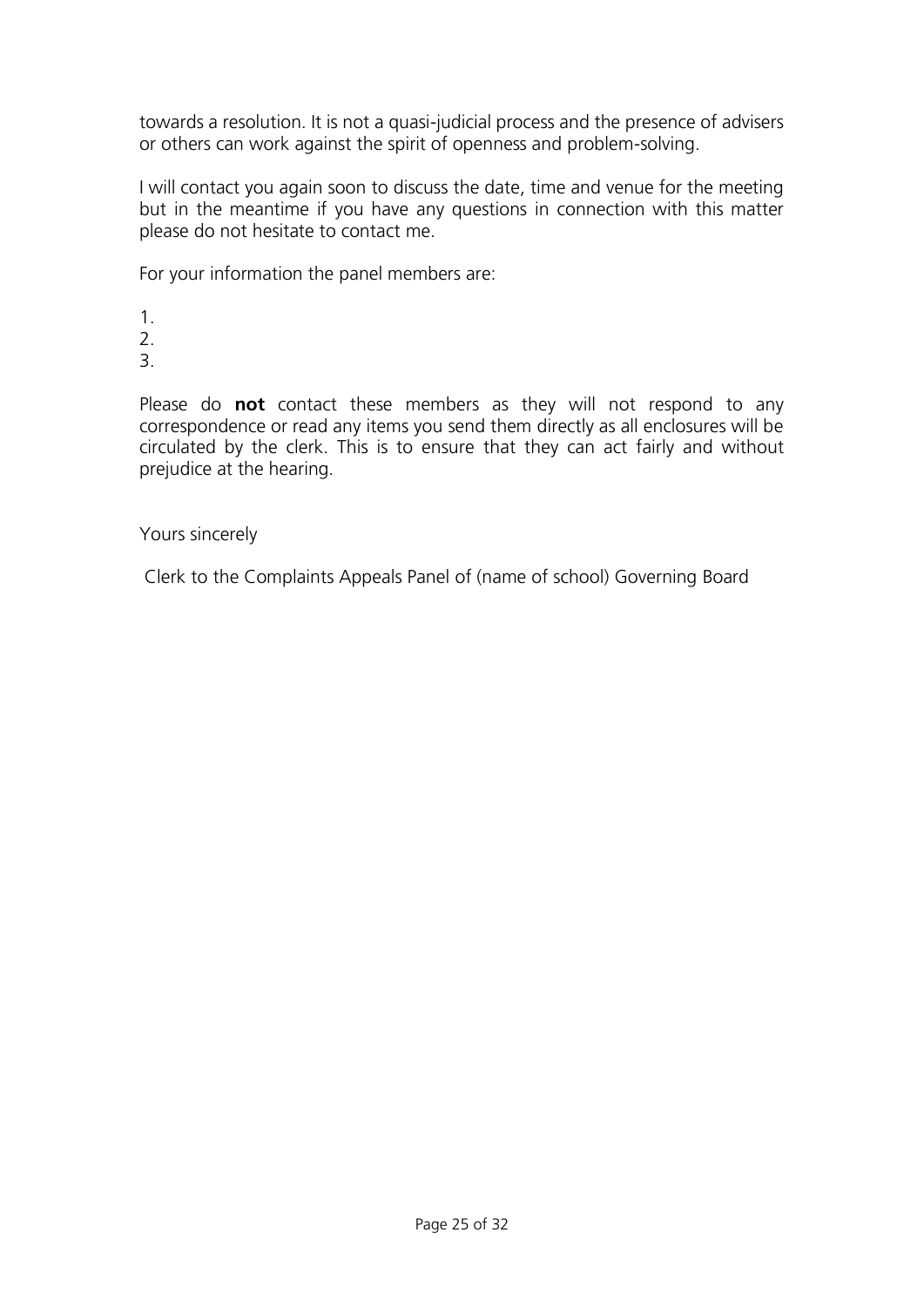towards a resolution. It is not a quasi-judicial process and the presence of advisers or others can work against the spirit of openness and problem-solving.

I will contact you again soon to discuss the date, time and venue for the meeting but in the meantime if you have any questions in connection with this matter please do not hesitate to contact me.

For your information the panel members are:

1.
2.
3.

Please do **not** contact these members as they will not respond to any correspondence or read any items you send them directly as all enclosures will be circulated by the clerk. This is to ensure that they can act fairly and without prejudice at the hearing.

Yours sincerely

Clerk to the Complaints Appeals Panel of (name of school) Governing Board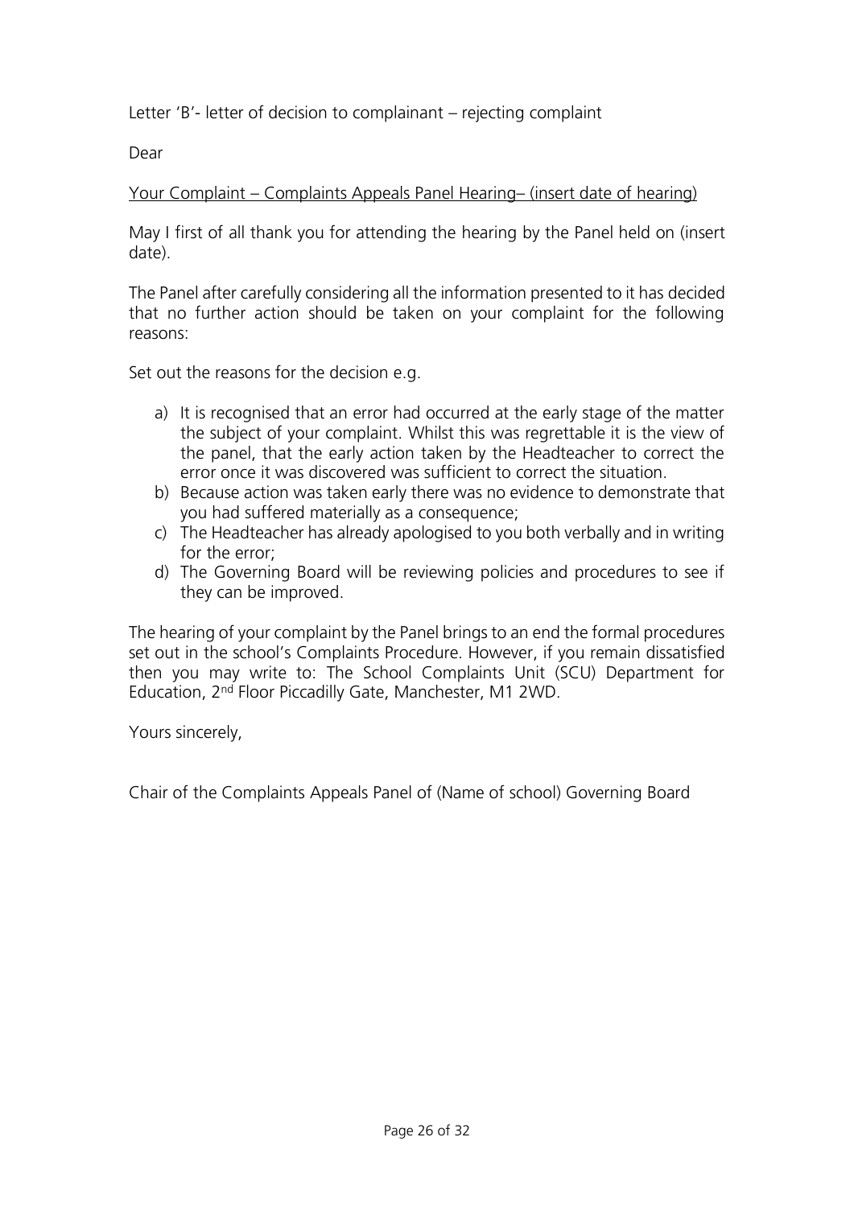Letter 'B'- letter of decision to complainant – rejecting complaint

Dear

Your Complaint – Complaints Appeals Panel Hearing– (insert date of hearing)

May I first of all thank you for attending the hearing by the Panel held on (insert date).

The Panel after carefully considering all the information presented to it has decided that no further action should be taken on your complaint for the following reasons:

Set out the reasons for the decision e.g.

a) It is recognised that an error had occurred at the early stage of the matter the subject of your complaint. Whilst this was regrettable it is the view of the panel, that the early action taken by the Headteacher to correct the error once it was discovered was sufficient to correct the situation.
b) Because action was taken early there was no evidence to demonstrate that you had suffered materially as a consequence;
c) The Headteacher has already apologised to you both verbally and in writing for the error;
d) The Governing Board will be reviewing policies and procedures to see if they can be improved.

The hearing of your complaint by the Panel brings to an end the formal procedures set out in the school's Complaints Procedure. However, if you remain dissatisfied then you may write to: The School Complaints Unit (SCU) Department for Education, 2nd Floor Piccadilly Gate, Manchester, M1 2WD.

Yours sincerely,

Chair of the Complaints Appeals Panel of (Name of school) Governing Board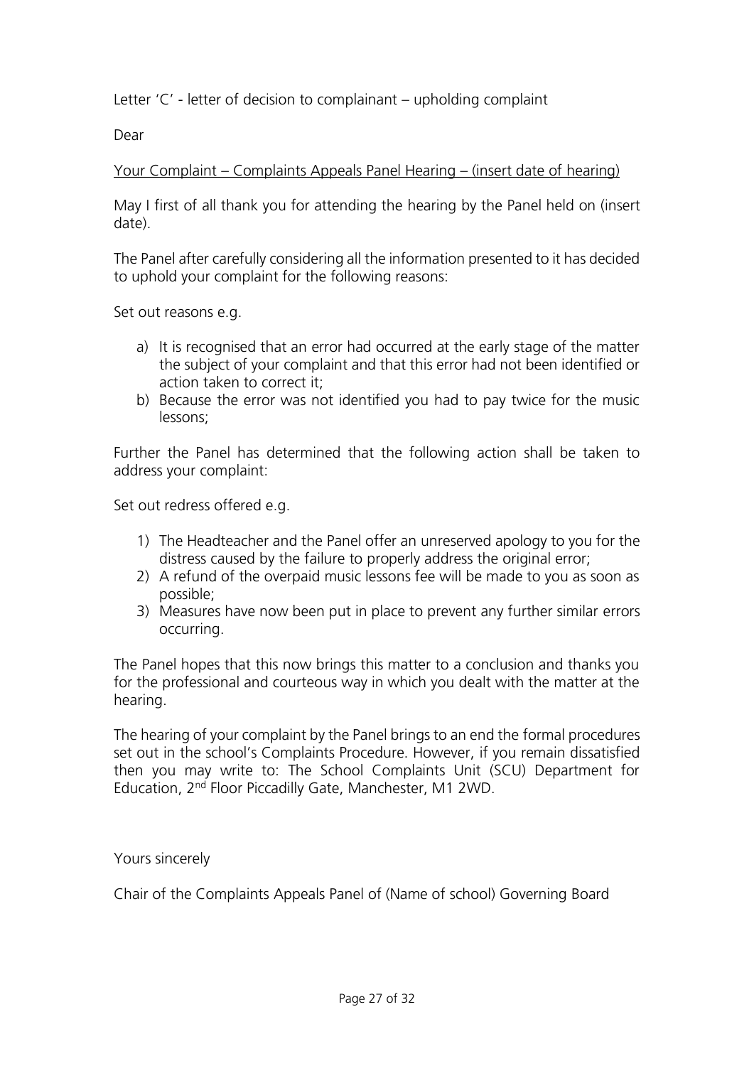Letter 'C' - letter of decision to complainant – upholding complaint

Dear

Your Complaint – Complaints Appeals Panel Hearing – (insert date of hearing)

May I first of all thank you for attending the hearing by the Panel held on (insert date).

The Panel after carefully considering all the information presented to it has decided to uphold your complaint for the following reasons:

Set out reasons e.g.

a) It is recognised that an error had occurred at the early stage of the matter the subject of your complaint and that this error had not been identified or action taken to correct it;
b) Because the error was not identified you had to pay twice for the music lessons;

Further the Panel has determined that the following action shall be taken to address your complaint:

Set out redress offered e.g.

1) The Headteacher and the Panel offer an unreserved apology to you for the distress caused by the failure to properly address the original error;
2) A refund of the overpaid music lessons fee will be made to you as soon as possible;
3) Measures have now been put in place to prevent any further similar errors occurring.

The Panel hopes that this now brings this matter to a conclusion and thanks you for the professional and courteous way in which you dealt with the matter at the hearing.

The hearing of your complaint by the Panel brings to an end the formal procedures set out in the school's Complaints Procedure. However, if you remain dissatisfied then you may write to: The School Complaints Unit (SCU) Department for Education, 2nd Floor Piccadilly Gate, Manchester, M1 2WD.

Yours sincerely

Chair of the Complaints Appeals Panel of (Name of school) Governing Board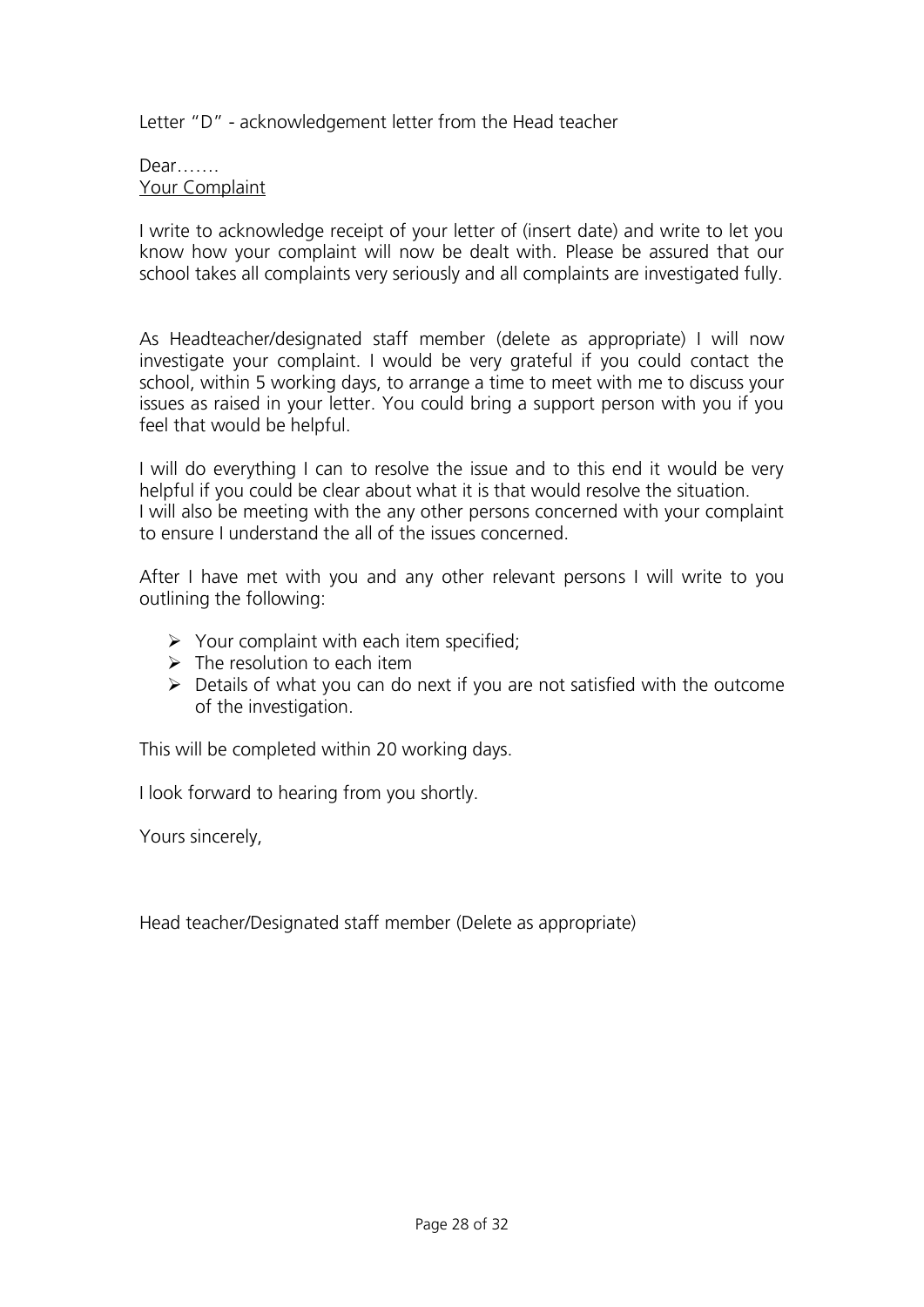Letter "D" - acknowledgement letter from the Head teacher

Dear…….

<u>Your Complaint</u>

I write to acknowledge receipt of your letter of (insert date) and write to let you know how your complaint will now be dealt with. Please be assured that our school takes all complaints very seriously and all complaints are investigated fully.

As Headteacher/designated staff member (delete as appropriate) I will now investigate your complaint. I would be very grateful if you could contact the school, within 5 working days, to arrange a time to meet with me to discuss your issues as raised in your letter. You could bring a support person with you if you feel that would be helpful.

I will do everything I can to resolve the issue and to this end it would be very helpful if you could be clear about what it is that would resolve the situation.
I will also be meeting with the any other persons concerned with your complaint to ensure I understand the all of the issues concerned.

After I have met with you and any other relevant persons I will write to you outlining the following:

- Your complaint with each item specified;
- The resolution to each item
- Details of what you can do next if you are not satisfied with the outcome of the investigation.

This will be completed within 20 working days.

I look forward to hearing from you shortly.

Yours sincerely,

Head teacher/Designated staff member (Delete as appropriate)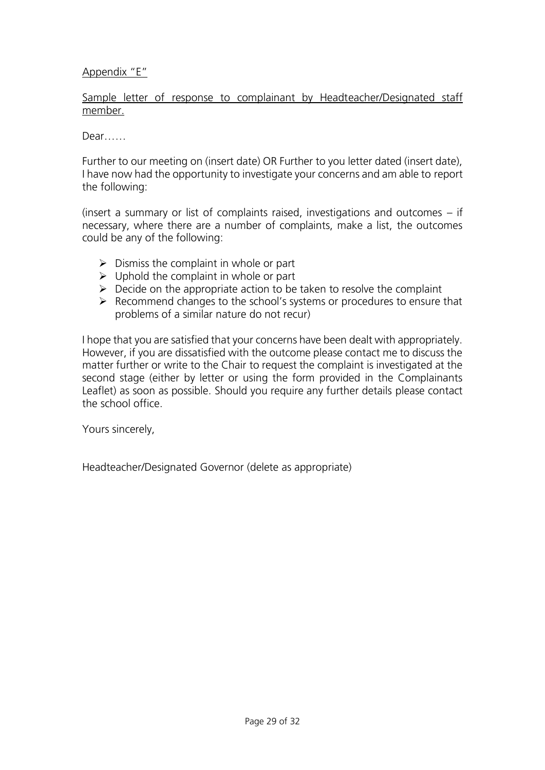<u>Appendix "E"</u>

<u>Sample letter of response to complainant by Headteacher/Designated staff member.</u>

Dear……

Further to our meeting on (insert date) OR Further to you letter dated (insert date), I have now had the opportunity to investigate your concerns and am able to report the following:

(insert a summary or list of complaints raised, investigations and outcomes – if necessary, where there are a number of complaints, make a list, the outcomes could be any of the following:

- Dismiss the complaint in whole or part
- Uphold the complaint in whole or part
- Decide on the appropriate action to be taken to resolve the complaint
- Recommend changes to the school's systems or procedures to ensure that problems of a similar nature do not recur)

I hope that you are satisfied that your concerns have been dealt with appropriately. However, if you are dissatisfied with the outcome please contact me to discuss the matter further or write to the Chair to request the complaint is investigated at the second stage (either by letter or using the form provided in the Complainants Leaflet) as soon as possible. Should you require any further details please contact the school office.

Yours sincerely,

Headteacher/Designated Governor (delete as appropriate)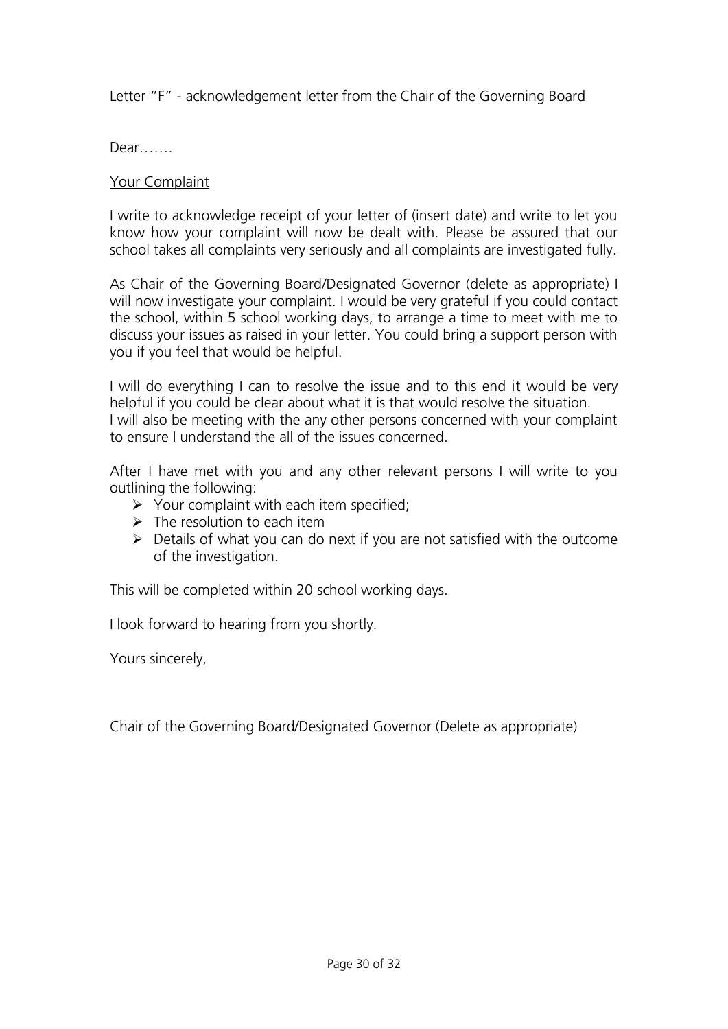Letter "F" - acknowledgement letter from the Chair of the Governing Board

Dear…….

Your Complaint

I write to acknowledge receipt of your letter of (insert date) and write to let you know how your complaint will now be dealt with. Please be assured that our school takes all complaints very seriously and all complaints are investigated fully.

As Chair of the Governing Board/Designated Governor (delete as appropriate) I will now investigate your complaint. I would be very grateful if you could contact the school, within 5 school working days, to arrange a time to meet with me to discuss your issues as raised in your letter. You could bring a support person with you if you feel that would be helpful.

I will do everything I can to resolve the issue and to this end it would be very helpful if you could be clear about what it is that would resolve the situation.
I will also be meeting with the any other persons concerned with your complaint to ensure I understand the all of the issues concerned.

After I have met with you and any other relevant persons I will write to you outlining the following:

- Your complaint with each item specified;
- The resolution to each item
- Details of what you can do next if you are not satisfied with the outcome of the investigation.

This will be completed within 20 school working days.

I look forward to hearing from you shortly.

Yours sincerely,

Chair of the Governing Board/Designated Governor (Delete as appropriate)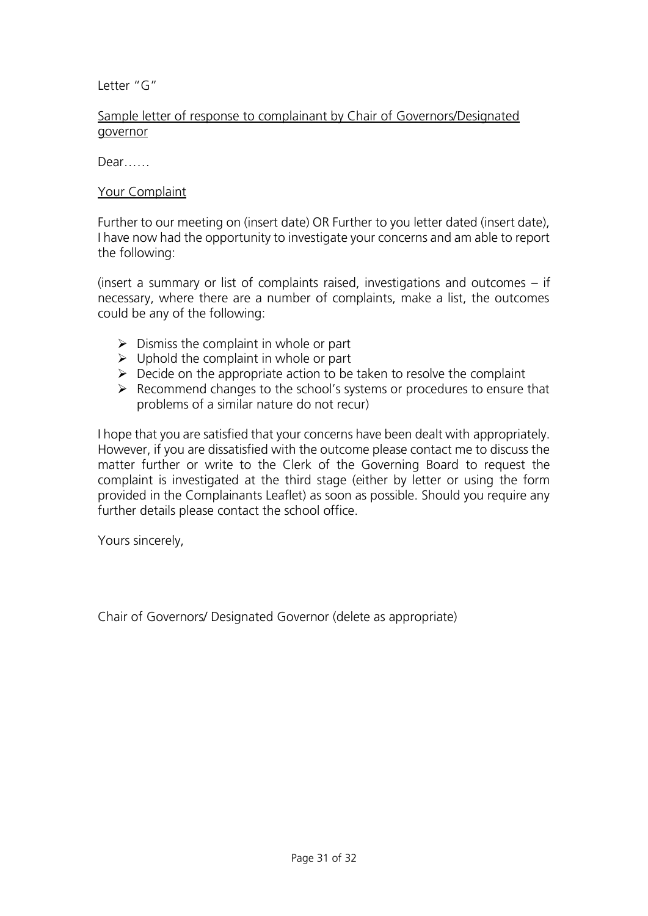Letter "G"

Sample letter of response to complainant by Chair of Governors/Designated governor

Dear……

Your Complaint

Further to our meeting on (insert date) OR Further to you letter dated (insert date), I have now had the opportunity to investigate your concerns and am able to report the following:

(insert a summary or list of complaints raised, investigations and outcomes – if necessary, where there are a number of complaints, make a list, the outcomes could be any of the following:

- Dismiss the complaint in whole or part
- Uphold the complaint in whole or part
- Decide on the appropriate action to be taken to resolve the complaint
- Recommend changes to the school's systems or procedures to ensure that problems of a similar nature do not recur)

I hope that you are satisfied that your concerns have been dealt with appropriately. However, if you are dissatisfied with the outcome please contact me to discuss the matter further or write to the Clerk of the Governing Board to request the complaint is investigated at the third stage (either by letter or using the form provided in the Complainants Leaflet) as soon as possible. Should you require any further details please contact the school office.

Yours sincerely,

Chair of Governors/ Designated Governor (delete as appropriate)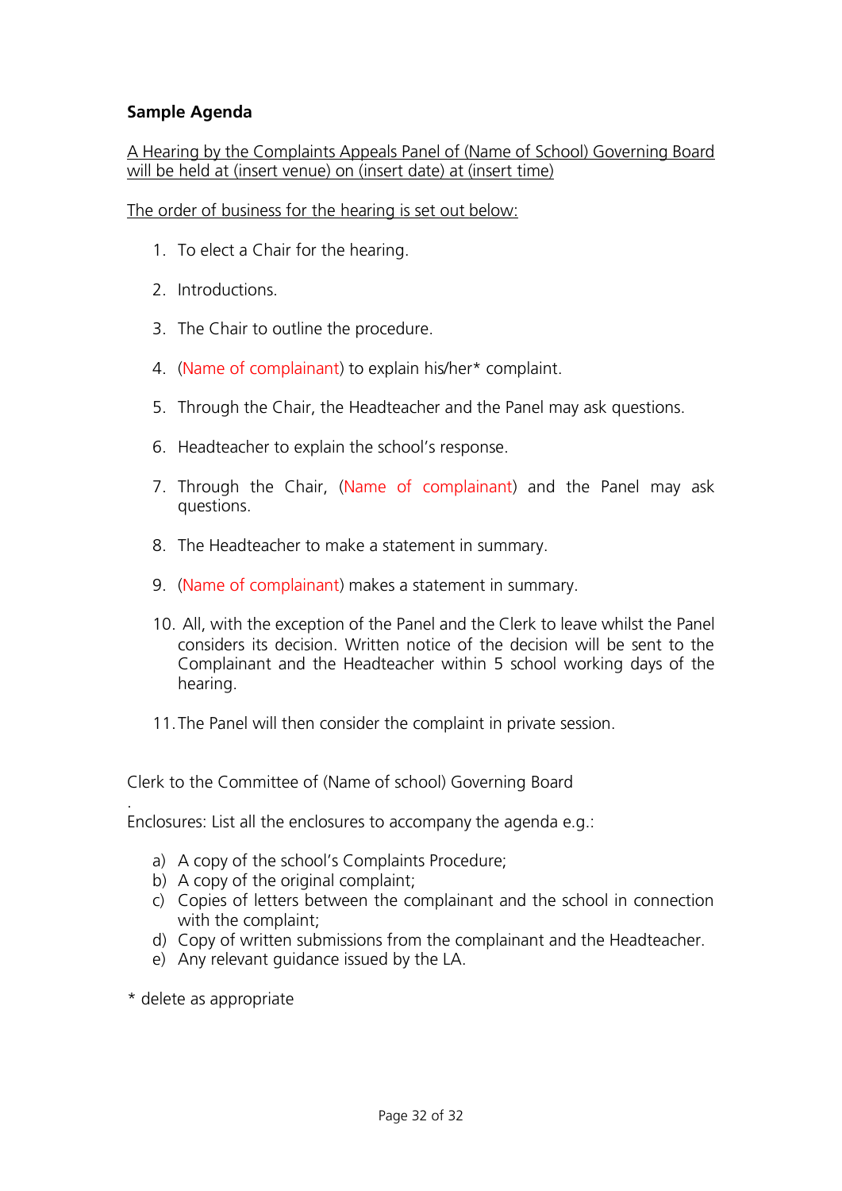**Sample Agenda**

A Hearing by the Complaints Appeals Panel of (Name of School) Governing Board will be held at (insert venue) on (insert date) at (insert time)

The order of business for the hearing is set out below:

1. To elect a Chair for the hearing.
2. Introductions.
3. The Chair to outline the procedure.
4. (Name of complainant) to explain his/her* complaint.
5. Through the Chair, the Headteacher and the Panel may ask questions.
6. Headteacher to explain the school's response.
7. Through the Chair, (Name of complainant) and the Panel may ask questions.
8. The Headteacher to make a statement in summary.
9. (Name of complainant) makes a statement in summary.
10. All, with the exception of the Panel and the Clerk to leave whilst the Panel considers its decision. Written notice of the decision will be sent to the Complainant and the Headteacher within 5 school working days of the hearing.
11. The Panel will then consider the complaint in private session.

Clerk to the Committee of (Name of school) Governing Board

.
Enclosures: List all the enclosures to accompany the agenda e.g.:

a) A copy of the school's Complaints Procedure;
b) A copy of the original complaint;
c) Copies of letters between the complainant and the school in connection with the complaint;
d) Copy of written submissions from the complainant and the Headteacher.
e) Any relevant guidance issued by the LA.

* delete as appropriate